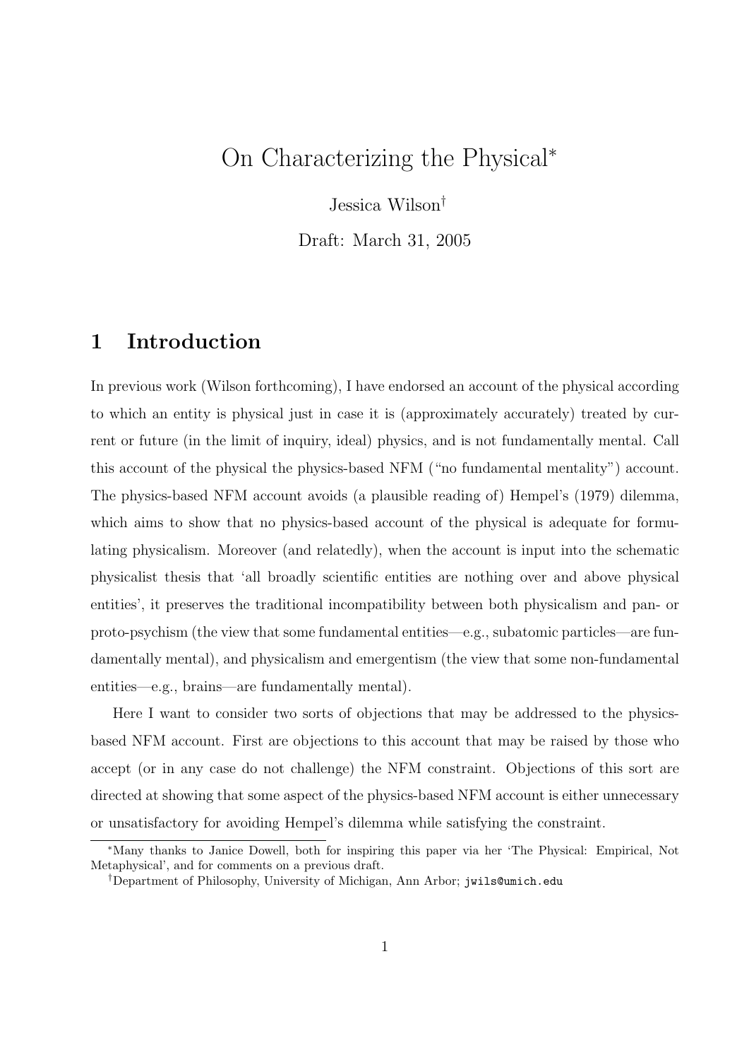# On Characterizing the Physical[*]

Jessica Wilson[†]

Draft: March 31, 2005

## 1 Introduction

In previous work (Wilson forthcoming), I have endorsed an account of the physical according to which an entity is physical just in case it is (approximately accurately) treated by current or future (in the limit of inquiry, ideal) physics, and is not fundamentally mental. Call this account of the physical the physics-based NFM ("no fundamental mentality") account. The physics-based NFM account avoids (a plausible reading of) Hempel's (1979) dilemma, which aims to show that no physics-based account of the physical is adequate for formulating physicalism. Moreover (and relatedly), when the account is input into the schematic physicalist thesis that 'all broadly scientific entities are nothing over and above physical entities', it preserves the traditional incompatibility between both physicalism and pan- or proto-psychism (the view that some fundamental entities—e.g., subatomic particles—are fundamentally mental), and physicalism and emergentism (the view that some non-fundamental entities—e.g., brains—are fundamentally mental).

Here I want to consider two sorts of objections that may be addressed to the physics-based NFM account. First are objections to this account that may be raised by those who accept (or in any case do not challenge) the NFM constraint. Objections of this sort are directed at showing that some aspect of the physics-based NFM account is either unnecessary or unsatisfactory for avoiding Hempel's dilemma while satisfying the constraint.

[*] Many thanks to Janice Dowell, both for inspiring this paper via her 'The Physical: Empirical, Not Metaphysical', and for comments on a previous draft.

[†] Department of Philosophy, University of Michigan, Ann Arbor; `jwils@umich.edu`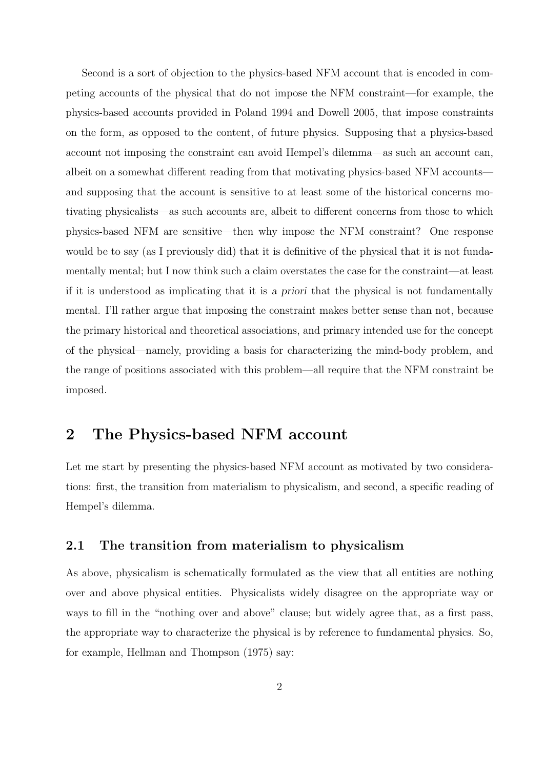Second is a sort of objection to the physics-based NFM account that is encoded in competing accounts of the physical that do not impose the NFM constraint—for example, the physics-based accounts provided in Poland 1994 and Dowell 2005, that impose constraints on the form, as opposed to the content, of future physics. Supposing that a physics-based account not imposing the constraint can avoid Hempel's dilemma—as such an account can, albeit on a somewhat different reading from that motivating physics-based NFM accounts—and supposing that the account is sensitive to at least some of the historical concerns motivating physicalists—as such accounts are, albeit to different concerns from those to which physics-based NFM are sensitive—then why impose the NFM constraint? One response would be to say (as I previously did) that it is definitive of the physical that it is not fundamentally mental; but I now think such a claim overstates the case for the constraint—at least if it is understood as implicating that it is *a priori* that the physical is not fundamentally mental. I'll rather argue that imposing the constraint makes better sense than not, because the primary historical and theoretical associations, and primary intended use for the concept of the physical—namely, providing a basis for characterizing the mind-body problem, and the range of positions associated with this problem—all require that the NFM constraint be imposed.

## 2 The Physics-based NFM account

Let me start by presenting the physics-based NFM account as motivated by two considerations: first, the transition from materialism to physicalism, and second, a specific reading of Hempel's dilemma.

### 2.1 The transition from materialism to physicalism

As above, physicalism is schematically formulated as the view that all entities are nothing over and above physical entities. Physicalists widely disagree on the appropriate way or ways to fill in the "nothing over and above" clause; but widely agree that, as a first pass, the appropriate way to characterize the physical is by reference to fundamental physics. So, for example, Hellman and Thompson (1975) say: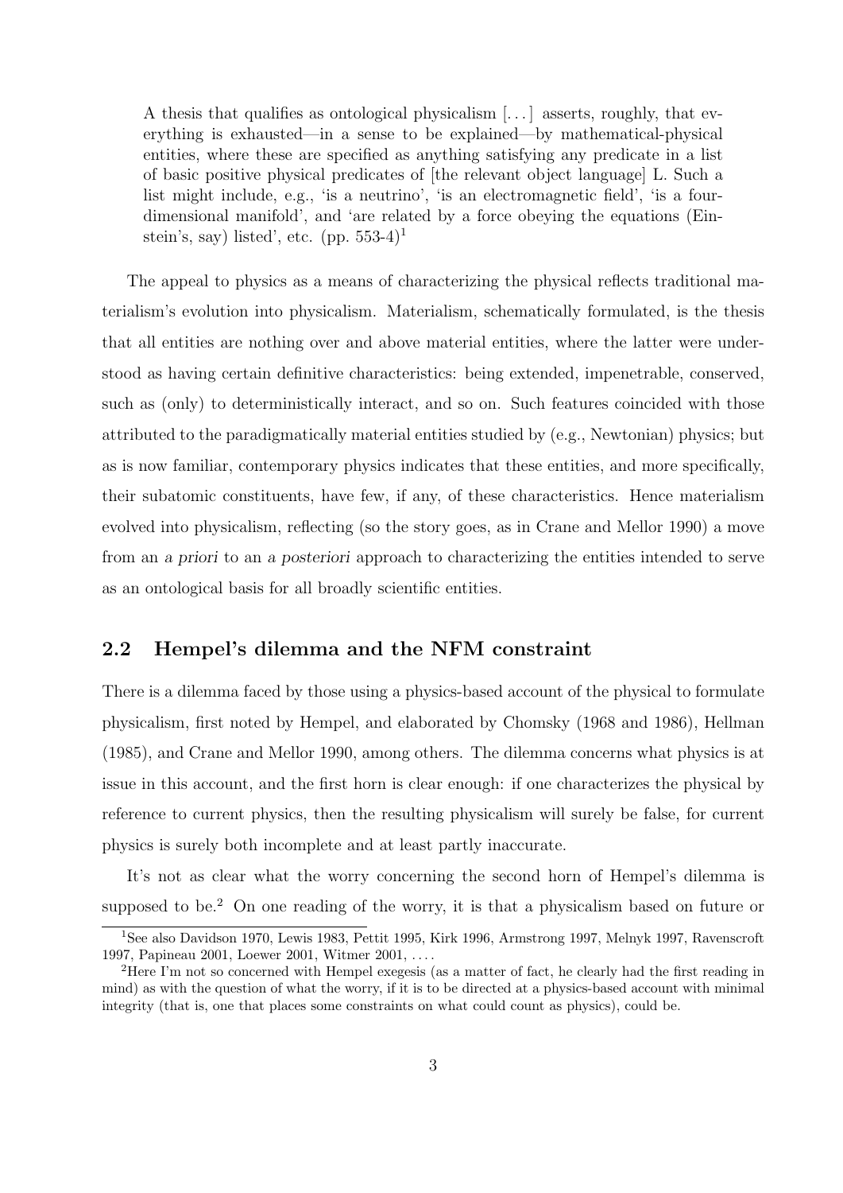> A thesis that qualifies as ontological physicalism [...] asserts, roughly, that everything is exhausted—in a sense to be explained—by mathematical-physical entities, where these are specified as anything satisfying any predicate in a list of basic positive physical predicates of [the relevant object language] L. Such a list might include, e.g., 'is a neutrino', 'is an electromagnetic field', 'is a four-dimensional manifold', and 'are related by a force obeying the equations (Einstein's, say) listed', etc. (pp. 553-4)[1]

The appeal to physics as a means of characterizing the physical reflects traditional materialism's evolution into physicalism. Materialism, schematically formulated, is the thesis that all entities are nothing over and above material entities, where the latter were understood as having certain definitive characteristics: being extended, impenetrable, conserved, such as (only) to deterministically interact, and so on. Such features coincided with those attributed to the paradigmatically material entities studied by (e.g., Newtonian) physics; but as is now familiar, contemporary physics indicates that these entities, and more specifically, their subatomic constituents, have few, if any, of these characteristics. Hence materialism evolved into physicalism, reflecting (so the story goes, as in Crane and Mellor 1990) a move from an *a priori* to an *a posteriori* approach to characterizing the entities intended to serve as an ontological basis for all broadly scientific entities.

## 2.2 Hempel's dilemma and the NFM constraint

There is a dilemma faced by those using a physics-based account of the physical to formulate physicalism, first noted by Hempel, and elaborated by Chomsky (1968 and 1986), Hellman (1985), and Crane and Mellor 1990, among others. The dilemma concerns what physics is at issue in this account, and the first horn is clear enough: if one characterizes the physical by reference to current physics, then the resulting physicalism will surely be false, for current physics is surely both incomplete and at least partly inaccurate.

It's not as clear what the worry concerning the second horn of Hempel's dilemma is supposed to be.[2] On one reading of the worry, it is that a physicalism based on future or

---

[1] See also Davidson 1970, Lewis 1983, Pettit 1995, Kirk 1996, Armstrong 1997, Melnyk 1997, Ravenscroft 1997, Papineau 2001, Loewer 2001, Witmer 2001, ....

[2] Here I'm not so concerned with Hempel exegesis (as a matter of fact, he clearly had the first reading in mind) as with the question of what the worry, if it is to be directed at a physics-based account with minimal integrity (that is, one that places some constraints on what could count as physics), could be.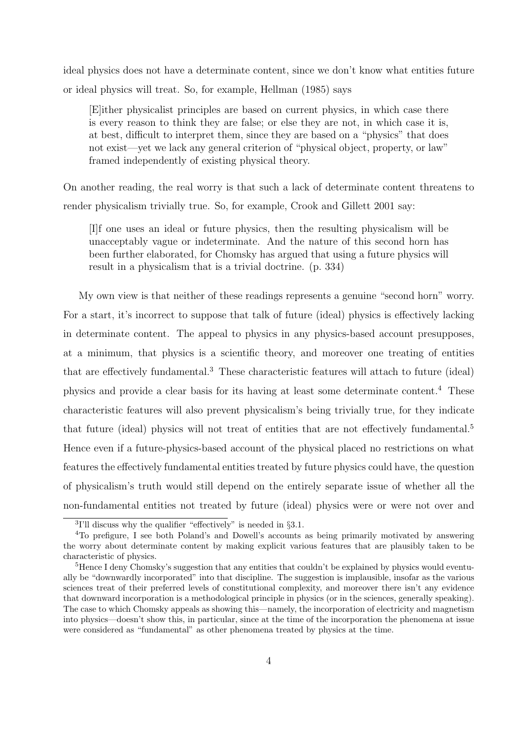ideal physics does not have a determinate content, since we don't know what entities future or ideal physics will treat. So, for example, Hellman (1985) says

> [E]ither physicalist principles are based on current physics, in which case there is every reason to think they are false; or else they are not, in which case it is, at best, difficult to interpret them, since they are based on a "physics" that does not exist—yet we lack any general criterion of "physical object, property, or law" framed independently of existing physical theory.

On another reading, the real worry is that such a lack of determinate content threatens to render physicalism trivially true. So, for example, Crook and Gillett 2001 say:

> [I]f one uses an ideal or future physics, then the resulting physicalism will be unacceptably vague or indeterminate. And the nature of this second horn has been further elaborated, for Chomsky has argued that using a future physics will result in a physicalism that is a trivial doctrine. (p. 334)

My own view is that neither of these readings represents a genuine "second horn" worry. For a start, it's incorrect to suppose that talk of future (ideal) physics is effectively lacking in determinate content. The appeal to physics in any physics-based account presupposes, at a minimum, that physics is a scientific theory, and moreover one treating of entities that are effectively fundamental.[3] These characteristic features will attach to future (ideal) physics and provide a clear basis for its having at least some determinate content.[4] These characteristic features will also prevent physicalism's being trivially true, for they indicate that future (ideal) physics will not treat of entities that are not effectively fundamental.[5] Hence even if a future-physics-based account of the physical placed no restrictions on what features the effectively fundamental entities treated by future physics could have, the question of physicalism's truth would still depend on the entirely separate issue of whether all the non-fundamental entities not treated by future (ideal) physics were or were not over and

[3] I'll discuss why the qualifier "effectively" is needed in §3.1.

[4] To prefigure, I see both Poland's and Dowell's accounts as being primarily motivated by answering the worry about determinate content by making explicit various features that are plausibly taken to be characteristic of physics.

[5] Hence I deny Chomsky's suggestion that any entities that couldn't be explained by physics would eventually be "downwardly incorporated" into that discipline. The suggestion is implausible, insofar as the various sciences treat of their preferred levels of constitutional complexity, and moreover there isn't any evidence that downward incorporation is a methodological principle in physics (or in the sciences, generally speaking). The case to which Chomsky appeals as showing this—namely, the incorporation of electricity and magnetism into physics—doesn't show this, in particular, since at the time of the incorporation the phenomena at issue were considered as "fundamental" as other phenomena treated by physics at the time.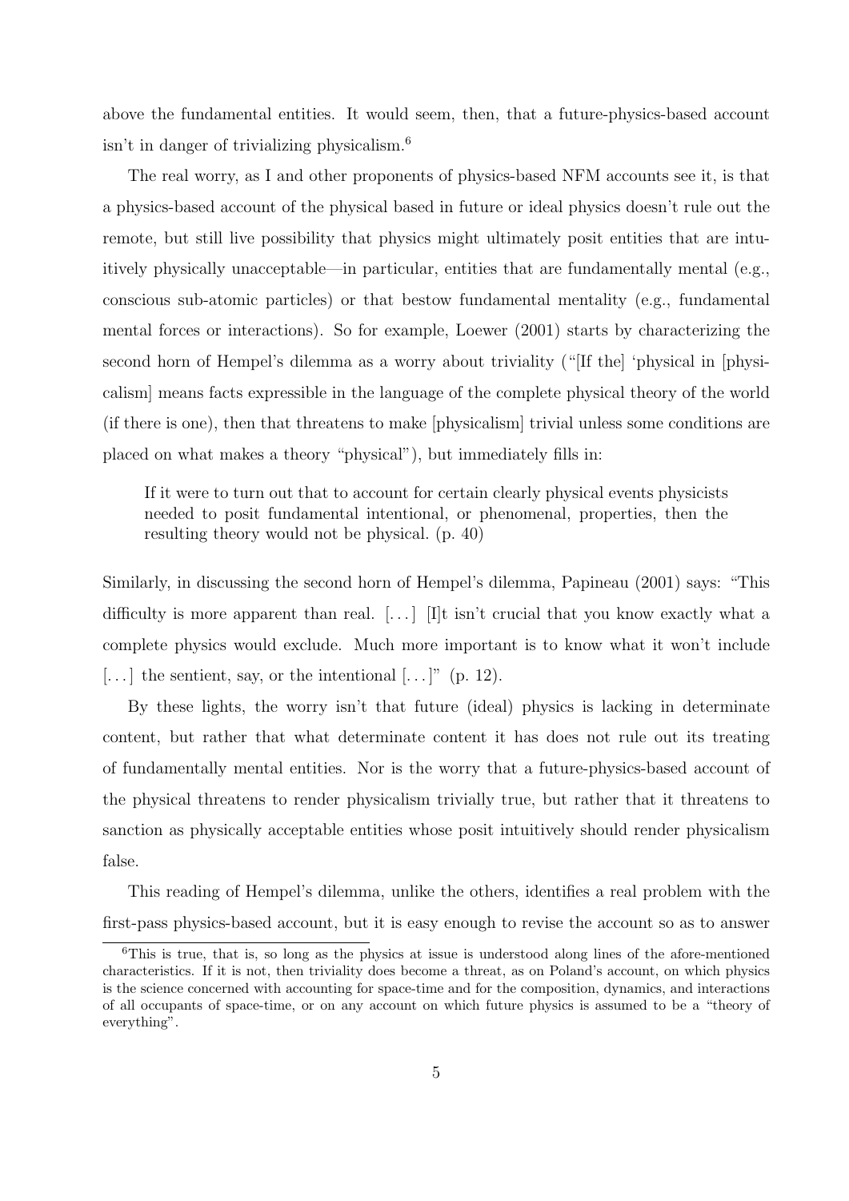above the fundamental entities. It would seem, then, that a future-physics-based account isn't in danger of trivializing physicalism.[6]

The real worry, as I and other proponents of physics-based NFM accounts see it, is that a physics-based account of the physical based in future or ideal physics doesn't rule out the remote, but still live possibility that physics might ultimately posit entities that are intuitively physically unacceptable—in particular, entities that are fundamentally mental (e.g., conscious sub-atomic particles) or that bestow fundamental mentality (e.g., fundamental mental forces or interactions). So for example, Loewer (2001) starts by characterizing the second horn of Hempel's dilemma as a worry about triviality ("[If the] 'physical in [physicalism] means facts expressible in the language of the complete physical theory of the world (if there is one), then that threatens to make [physicalism] trivial unless some conditions are placed on what makes a theory "physical"), but immediately fills in:

> If it were to turn out that to account for certain clearly physical events physicists needed to posit fundamental intentional, or phenomenal, properties, then the resulting theory would not be physical. (p. 40)

Similarly, in discussing the second horn of Hempel's dilemma, Papineau (2001) says: "This difficulty is more apparent than real. [...] [I]t isn't crucial that you know exactly what a complete physics would exclude. Much more important is to know what it won't include [...] the sentient, say, or the intentional [...]" (p. 12).

By these lights, the worry isn't that future (ideal) physics is lacking in determinate content, but rather that what determinate content it has does not rule out its treating of fundamentally mental entities. Nor is the worry that a future-physics-based account of the physical threatens to render physicalism trivially true, but rather that it threatens to sanction as physically acceptable entities whose posit intuitively should render physicalism false.

This reading of Hempel's dilemma, unlike the others, identifies a real problem with the first-pass physics-based account, but it is easy enough to revise the account so as to answer

[6] This is true, that is, so long as the physics at issue is understood along lines of the afore-mentioned characteristics. If it is not, then triviality does become a threat, as on Poland's account, on which physics is the science concerned with accounting for space-time and for the composition, dynamics, and interactions of all occupants of space-time, or on any account on which future physics is assumed to be a "theory of everything".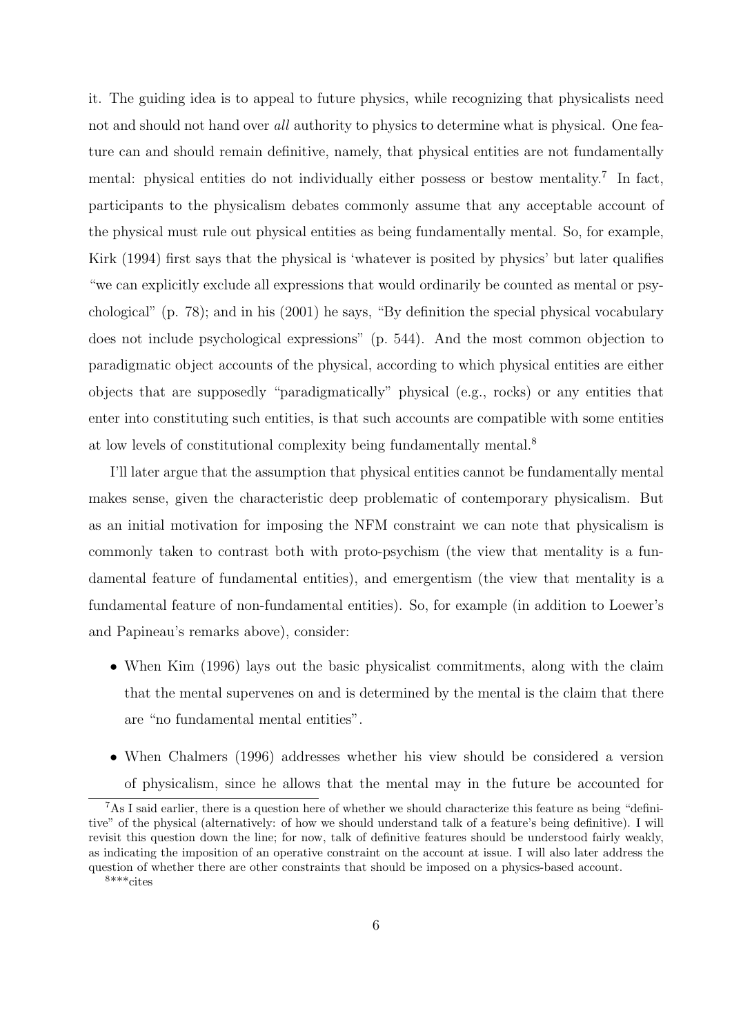it. The guiding idea is to appeal to future physics, while recognizing that physicalists need not and should not hand over *all* authority to physics to determine what is physical. One feature can and should remain definitive, namely, that physical entities are not fundamentally mental: physical entities do not individually either possess or bestow mentality.[7] In fact, participants to the physicalism debates commonly assume that any acceptable account of the physical must rule out physical entities as being fundamentally mental. So, for example, Kirk (1994) first says that the physical is 'whatever is posited by physics' but later qualifies "we can explicitly exclude all expressions that would ordinarily be counted as mental or psychological" (p. 78); and in his (2001) he says, "By definition the special physical vocabulary does not include psychological expressions" (p. 544). And the most common objection to paradigmatic object accounts of the physical, according to which physical entities are either objects that are supposedly "paradigmatically" physical (e.g., rocks) or any entities that enter into constituting such entities, is that such accounts are compatible with some entities at low levels of constitutional complexity being fundamentally mental.[8]

I'll later argue that the assumption that physical entities cannot be fundamentally mental makes sense, given the characteristic deep problematic of contemporary physicalism. But as an initial motivation for imposing the NFM constraint we can note that physicalism is commonly taken to contrast both with proto-psychism (the view that mentality is a fundamental feature of fundamental entities), and emergentism (the view that mentality is a fundamental feature of non-fundamental entities). So, for example (in addition to Loewer's and Papineau's remarks above), consider:

- When Kim (1996) lays out the basic physicalist commitments, along with the claim that the mental supervenes on and is determined by the mental is the claim that there are "no fundamental mental entities".
- When Chalmers (1996) addresses whether his view should be considered a version of physicalism, since he allows that the mental may in the future be accounted for

[7] As I said earlier, there is a question here of whether we should characterize this feature as being "definitive" of the physical (alternatively: of how we should understand talk of a feature's being definitive). I will revisit this question down the line; for now, talk of definitive features should be understood fairly weakly, as indicating the imposition of an operative constraint on the account at issue. I will also later address the question of whether there are other constraints that should be imposed on a physics-based account.

[8] ***cites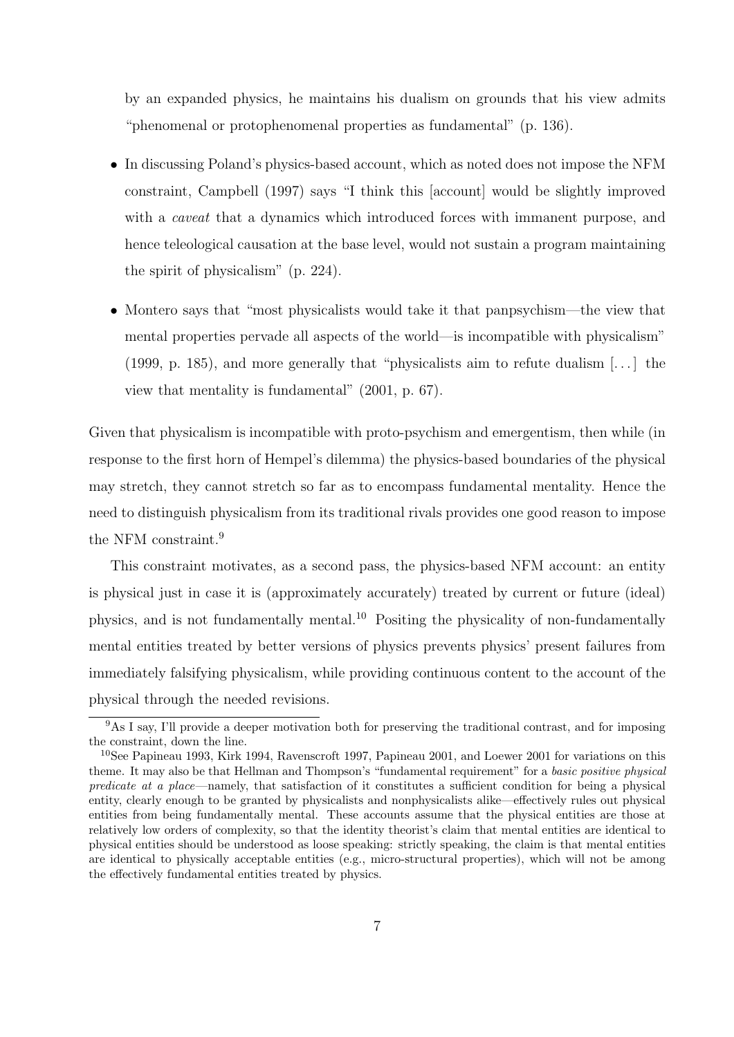by an expanded physics, he maintains his dualism on grounds that his view admits "phenomenal or protophenomenal properties as fundamental" (p. 136).

- In discussing Poland's physics-based account, which as noted does not impose the NFM constraint, Campbell (1997) says "I think this [account] would be slightly improved with a *caveat* that a dynamics which introduced forces with immanent purpose, and hence teleological causation at the base level, would not sustain a program maintaining the spirit of physicalism" (p. 224).

- Montero says that "most physicalists would take it that panpsychism—the view that mental properties pervade all aspects of the world—is incompatible with physicalism" (1999, p. 185), and more generally that "physicalists aim to refute dualism [...] the view that mentality is fundamental" (2001, p. 67).

Given that physicalism is incompatible with proto-psychism and emergentism, then while (in response to the first horn of Hempel's dilemma) the physics-based boundaries of the physical may stretch, they cannot stretch so far as to encompass fundamental mentality. Hence the need to distinguish physicalism from its traditional rivals provides one good reason to impose the NFM constraint.[9]

This constraint motivates, as a second pass, the physics-based NFM account: an entity is physical just in case it is (approximately accurately) treated by current or future (ideal) physics, and is not fundamentally mental.[10] Positing the physicality of non-fundamentally mental entities treated by better versions of physics prevents physics' present failures from immediately falsifying physicalism, while providing continuous content to the account of the physical through the needed revisions.

[9] As I say, I'll provide a deeper motivation both for preserving the traditional contrast, and for imposing the constraint, down the line.

[10] See Papineau 1993, Kirk 1994, Ravenscroft 1997, Papineau 2001, and Loewer 2001 for variations on this theme. It may also be that Hellman and Thompson's "fundamental requirement" for a *basic positive physical predicate at a place*—namely, that satisfaction of it constitutes a sufficient condition for being a physical entity, clearly enough to be granted by physicalists and nonphysicalists alike—effectively rules out physical entities from being fundamentally mental. These accounts assume that the physical entities are those at relatively low orders of complexity, so that the identity theorist's claim that mental entities are identical to physical entities should be understood as loose speaking: strictly speaking, the claim is that mental entities are identical to physically acceptable entities (e.g., micro-structural properties), which will not be among the effectively fundamental entities treated by physics.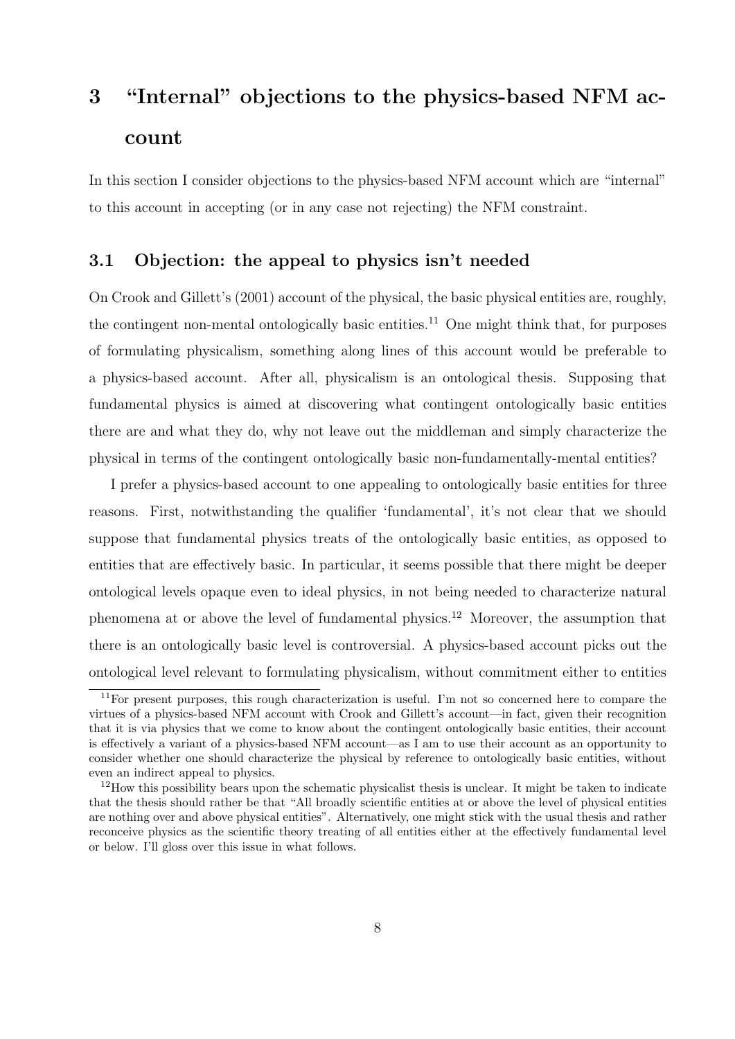# 3 "Internal" objections to the physics-based NFM account

In this section I consider objections to the physics-based NFM account which are "internal" to this account in accepting (or in any case not rejecting) the NFM constraint.

## 3.1 Objection: the appeal to physics isn't needed

On Crook and Gillett's (2001) account of the physical, the basic physical entities are, roughly, the contingent non-mental ontologically basic entities.[11] One might think that, for purposes of formulating physicalism, something along lines of this account would be preferable to a physics-based account. After all, physicalism is an ontological thesis. Supposing that fundamental physics is aimed at discovering what contingent ontologically basic entities there are and what they do, why not leave out the middleman and simply characterize the physical in terms of the contingent ontologically basic non-fundamentally-mental entities?

I prefer a physics-based account to one appealing to ontologically basic entities for three reasons. First, notwithstanding the qualifier 'fundamental', it's not clear that we should suppose that fundamental physics treats of the ontologically basic entities, as opposed to entities that are effectively basic. In particular, it seems possible that there might be deeper ontological levels opaque even to ideal physics, in not being needed to characterize natural phenomena at or above the level of fundamental physics.[12] Moreover, the assumption that there is an ontologically basic level is controversial. A physics-based account picks out the ontological level relevant to formulating physicalism, without commitment either to entities

[11] For present purposes, this rough characterization is useful. I'm not so concerned here to compare the virtues of a physics-based NFM account with Crook and Gillett's account—in fact, given their recognition that it is via physics that we come to know about the contingent ontologically basic entities, their account is effectively a variant of a physics-based NFM account—as I am to use their account as an opportunity to consider whether one should characterize the physical by reference to ontologically basic entities, without even an indirect appeal to physics.

[12] How this possibility bears upon the schematic physicalist thesis is unclear. It might be taken to indicate that the thesis should rather be that "All broadly scientific entities at or above the level of physical entities are nothing over and above physical entities". Alternatively, one might stick with the usual thesis and rather reconceive physics as the scientific theory treating of all entities either at the effectively fundamental level or below. I'll gloss over this issue in what follows.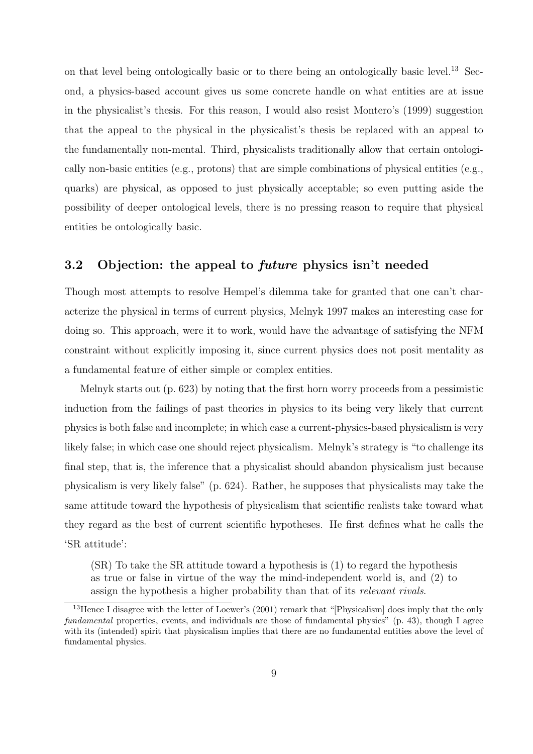on that level being ontologically basic or to there being an ontologically basic level.[13] Second, a physics-based account gives us some concrete handle on what entities are at issue in the physicalist's thesis. For this reason, I would also resist Montero's (1999) suggestion that the appeal to the physical in the physicalist's thesis be replaced with an appeal to the fundamentally non-mental. Third, physicalists traditionally allow that certain ontologically non-basic entities (e.g., protons) that are simple combinations of physical entities (e.g., quarks) are physical, as opposed to just physically acceptable; so even putting aside the possibility of deeper ontological levels, there is no pressing reason to require that physical entities be ontologically basic.

## 3.2 Objection: the appeal to *future* physics isn't needed

Though most attempts to resolve Hempel's dilemma take for granted that one can't characterize the physical in terms of current physics, Melnyk 1997 makes an interesting case for doing so. This approach, were it to work, would have the advantage of satisfying the NFM constraint without explicitly imposing it, since current physics does not posit mentality as a fundamental feature of either simple or complex entities.

Melnyk starts out (p. 623) by noting that the first horn worry proceeds from a pessimistic induction from the failings of past theories in physics to its being very likely that current physics is both false and incomplete; in which case a current-physics-based physicalism is very likely false; in which case one should reject physicalism. Melnyk's strategy is "to challenge its final step, that is, the inference that a physicalist should abandon physicalism just because physicalism is very likely false" (p. 624). Rather, he supposes that physicalists may take the same attitude toward the hypothesis of physicalism that scientific realists take toward what they regard as the best of current scientific hypotheses. He first defines what he calls the 'SR attitude':

> (SR) To take the SR attitude toward a hypothesis is (1) to regard the hypothesis as true or false in virtue of the way the mind-independent world is, and (2) to assign the hypothesis a higher probability than that of its *relevant rivals*.

[13] Hence I disagree with the letter of Loewer's (2001) remark that "[Physicalism] does imply that the only *fundamental* properties, events, and individuals are those of fundamental physics" (p. 43), though I agree with its (intended) spirit that physicalism implies that there are no fundamental entities above the level of fundamental physics.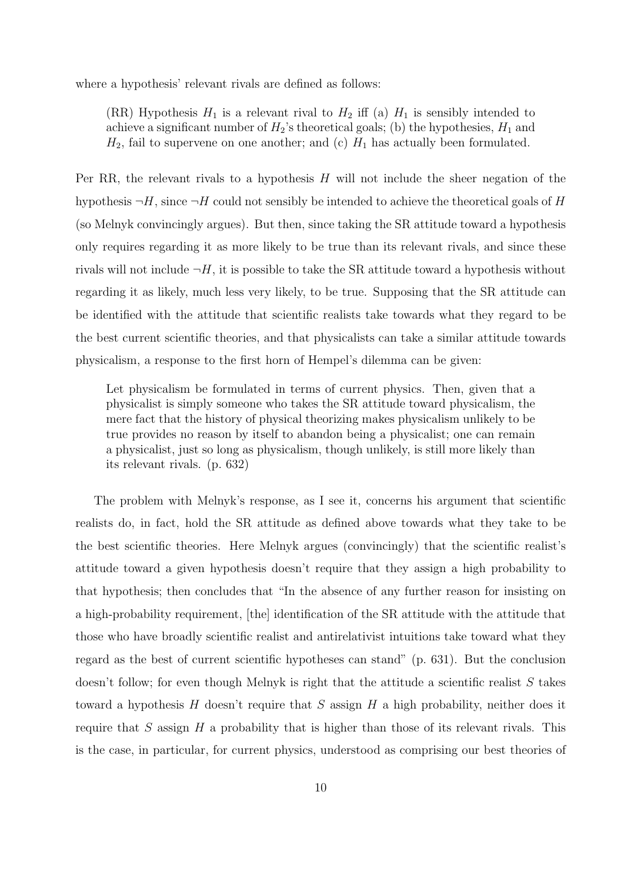where a hypothesis' relevant rivals are defined as follows:

> (RR) Hypothesis $H_1$ is a relevant rival to $H_2$ iff (a) $H_1$ is sensibly intended to achieve a significant number of $H_2$'s theoretical goals; (b) the hypothesies, $H_1$ and $H_2$, fail to supervene on one another; and (c) $H_1$ has actually been formulated.

Per RR, the relevant rivals to a hypothesis $H$ will not include the sheer negation of the hypothesis $\neg H$, since $\neg H$ could not sensibly be intended to achieve the theoretical goals of $H$ (so Melnyk convincingly argues). But then, since taking the SR attitude toward a hypothesis only requires regarding it as more likely to be true than its relevant rivals, and since these rivals will not include $\neg H$, it is possible to take the SR attitude toward a hypothesis without regarding it as likely, much less very likely, to be true. Supposing that the SR attitude can be identified with the attitude that scientific realists take towards what they regard to be the best current scientific theories, and that physicalists can take a similar attitude towards physicalism, a response to the first horn of Hempel's dilemma can be given:

> Let physicalism be formulated in terms of current physics. Then, given that a physicalist is simply someone who takes the SR attitude toward physicalism, the mere fact that the history of physical theorizing makes physicalism unlikely to be true provides no reason by itself to abandon being a physicalist; one can remain a physicalist, just so long as physicalism, though unlikely, is still more likely than its relevant rivals. (p. 632)

The problem with Melnyk's response, as I see it, concerns his argument that scientific realists do, in fact, hold the SR attitude as defined above towards what they take to be the best scientific theories. Here Melnyk argues (convincingly) that the scientific realist's attitude toward a given hypothesis doesn't require that they assign a high probability to that hypothesis; then concludes that "In the absence of any further reason for insisting on a high-probability requirement, [the] identification of the SR attitude with the attitude that those who have broadly scientific realist and antirelativist intuitions take toward what they regard as the best of current scientific hypotheses can stand" (p. 631). But the conclusion doesn't follow; for even though Melnyk is right that the attitude a scientific realist $S$ takes toward a hypothesis $H$ doesn't require that $S$ assign $H$ a high probability, neither does it require that $S$ assign $H$ a probability that is higher than those of its relevant rivals. This is the case, in particular, for current physics, understood as comprising our best theories of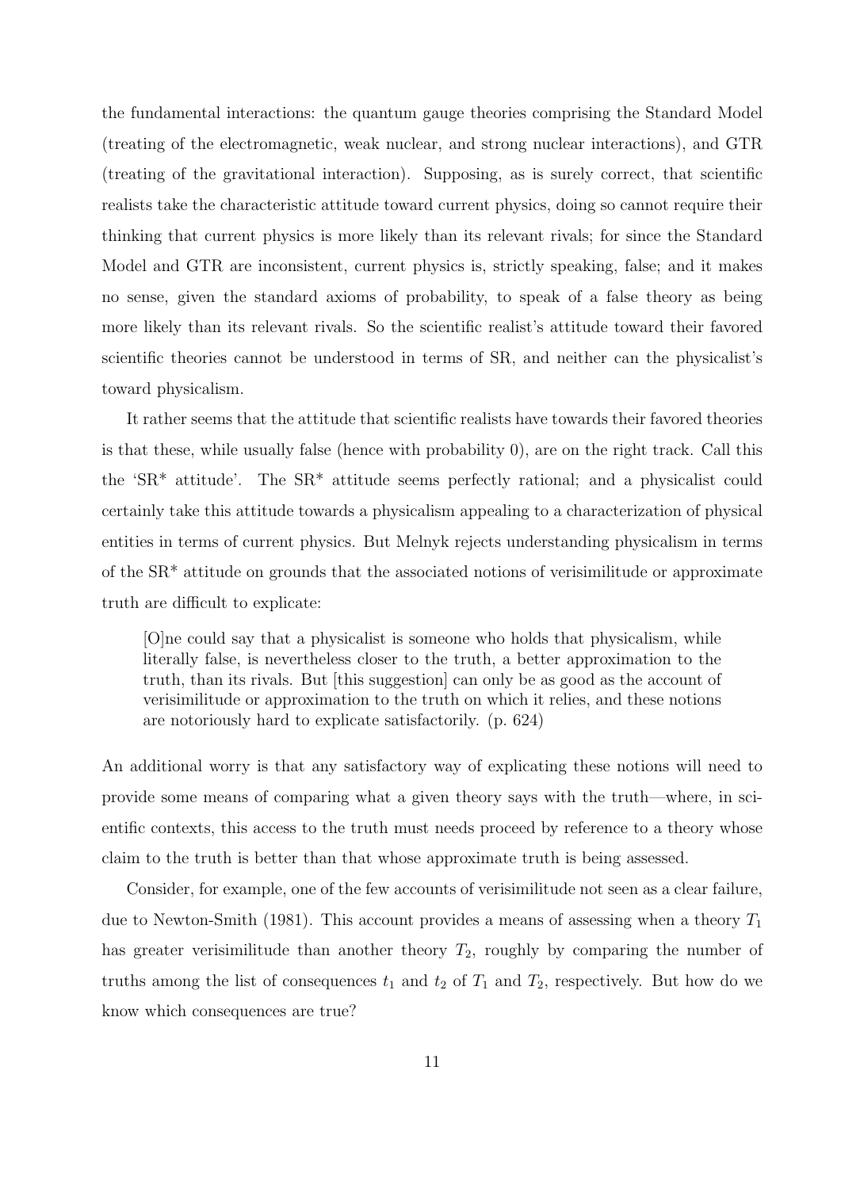the fundamental interactions: the quantum gauge theories comprising the Standard Model (treating of the electromagnetic, weak nuclear, and strong nuclear interactions), and GTR (treating of the gravitational interaction). Supposing, as is surely correct, that scientific realists take the characteristic attitude toward current physics, doing so cannot require their thinking that current physics is more likely than its relevant rivals; for since the Standard Model and GTR are inconsistent, current physics is, strictly speaking, false; and it makes no sense, given the standard axioms of probability, to speak of a false theory as being more likely than its relevant rivals. So the scientific realist's attitude toward their favored scientific theories cannot be understood in terms of SR, and neither can the physicalist's toward physicalism.

It rather seems that the attitude that scientific realists have towards their favored theories is that these, while usually false (hence with probability 0), are on the right track. Call this the 'SR*' attitude'. The SR* attitude seems perfectly rational; and a physicalist could certainly take this attitude towards a physicalism appealing to a characterization of physical entities in terms of current physics. But Melnyk rejects understanding physicalism in terms of the SR* attitude on grounds that the associated notions of verisimilitude or approximate truth are difficult to explicate:

> [O]ne could say that a physicalist is someone who holds that physicalism, while literally false, is nevertheless closer to the truth, a better approximation to the truth, than its rivals. But [this suggestion] can only be as good as the account of verisimilitude or approximation to the truth on which it relies, and these notions are notoriously hard to explicate satisfactorily. (p. 624)

An additional worry is that any satisfactory way of explicating these notions will need to provide some means of comparing what a given theory says with the truth—where, in scientific contexts, this access to the truth must needs proceed by reference to a theory whose claim to the truth is better than that whose approximate truth is being assessed.

Consider, for example, one of the few accounts of verisimilitude not seen as a clear failure, due to Newton-Smith (1981). This account provides a means of assessing when a theory $T_1$ has greater verisimilitude than another theory $T_2$, roughly by comparing the number of truths among the list of consequences $t_1$ and $t_2$ of $T_1$ and $T_2$, respectively. But how do we know which consequences are true?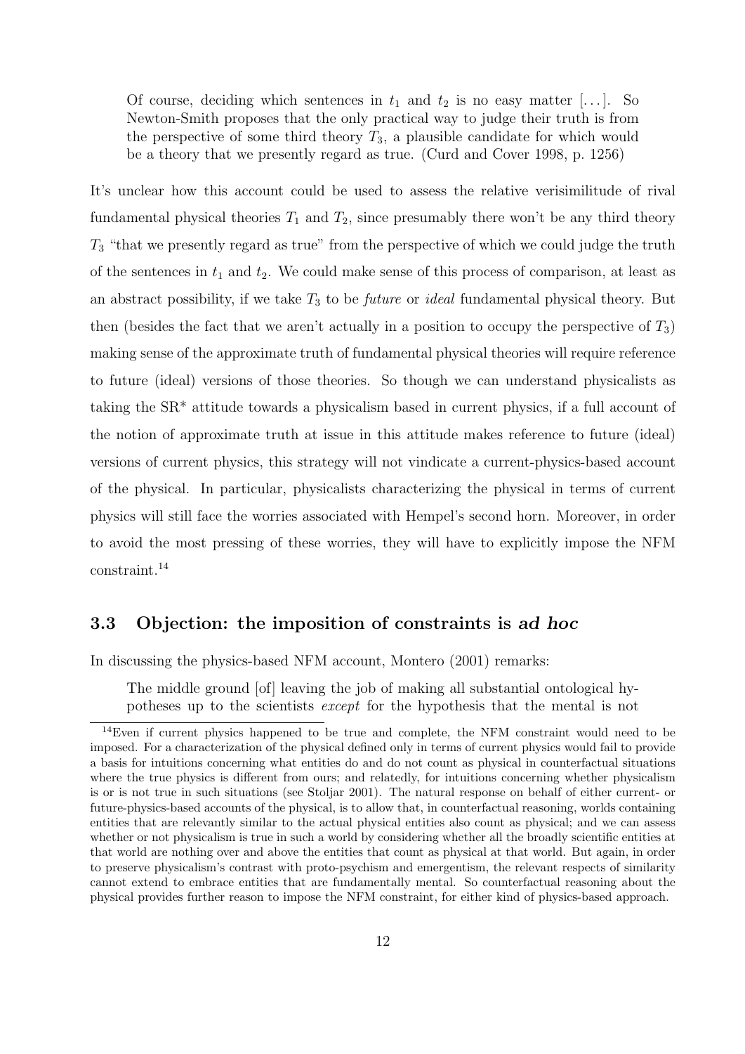> Of course, deciding which sentences in $t_1$ and $t_2$ is no easy matter [...]. So Newton-Smith proposes that the only practical way to judge their truth is from the perspective of some third theory $T_3$, a plausible candidate for which would be a theory that we presently regard as true. (Curd and Cover 1998, p. 1256)

It's unclear how this account could be used to assess the relative verisimilitude of rival fundamental physical theories $T_1$ and $T_2$, since presumably there won't be any third theory $T_3$ "that we presently regard as true" from the perspective of which we could judge the truth of the sentences in $t_1$ and $t_2$. We could make sense of this process of comparison, at least as an abstract possibility, if we take $T_3$ to be *future* or *ideal* fundamental physical theory. But then (besides the fact that we aren't actually in a position to occupy the perspective of $T_3$) making sense of the approximate truth of fundamental physical theories will require reference to future (ideal) versions of those theories. So though we can understand physicalists as taking the SR* attitude towards a physicalism based in current physics, if a full account of the notion of approximate truth at issue in this attitude makes reference to future (ideal) versions of current physics, this strategy will not vindicate a current-physics-based account of the physical. In particular, physicalists characterizing the physical in terms of current physics will still face the worries associated with Hempel's second horn. Moreover, in order to avoid the most pressing of these worries, they will have to explicitly impose the NFM constraint.[14]

### 3.3 Objection: the imposition of constraints is *ad hoc*

In discussing the physics-based NFM account, Montero (2001) remarks:

> The middle ground [of] leaving the job of making all substantial ontological hypotheses up to the scientists *except* for the hypothesis that the mental is not

[14] Even if current physics happened to be true and complete, the NFM constraint would need to be imposed. For a characterization of the physical defined only in terms of current physics would fail to provide a basis for intuitions concerning what entities do and do not count as physical in counterfactual situations where the true physics is different from ours; and relatedly, for intuitions concerning whether physicalism is or is not true in such situations (see Stoljar 2001). The natural response on behalf of either current- or future-physics-based accounts of the physical, is to allow that, in counterfactual reasoning, worlds containing entities that are relevantly similar to the actual physical entities also count as physical; and we can assess whether or not physicalism is true in such a world by considering whether all the broadly scientific entities at that world are nothing over and above the entities that count as physical at that world. But again, in order to preserve physicalism's contrast with proto-psychism and emergentism, the relevant respects of similarity cannot extend to embrace entities that are fundamentally mental. So counterfactual reasoning about the physical provides further reason to impose the NFM constraint, for either kind of physics-based approach.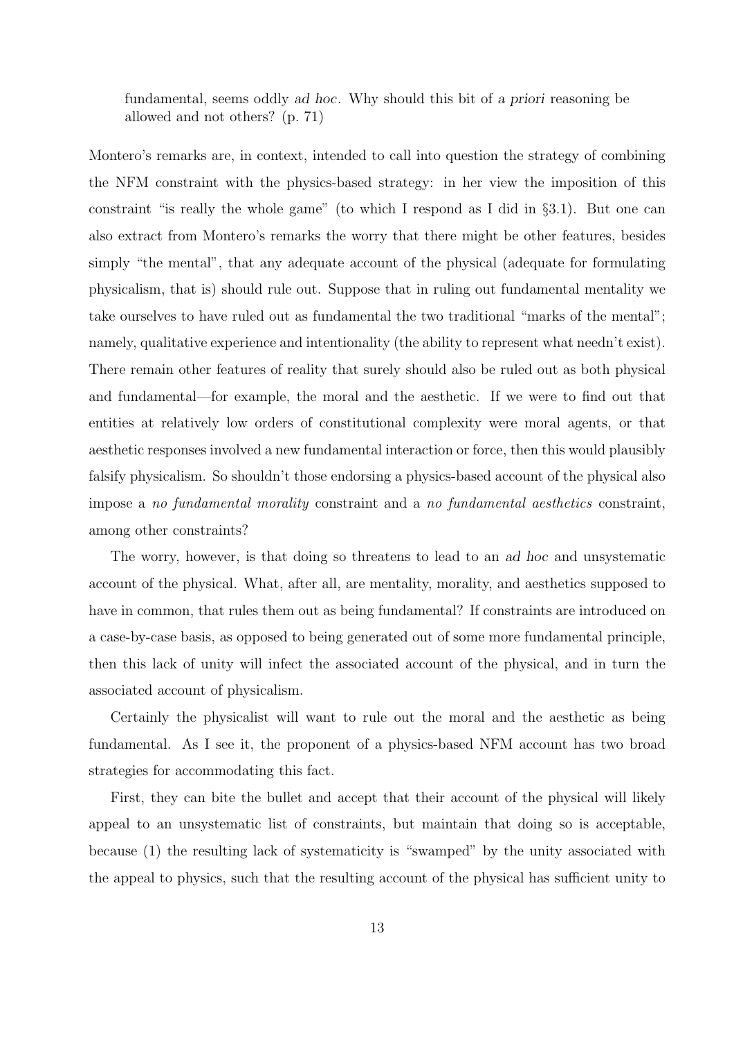> fundamental, seems oddly *ad hoc*. Why should this bit of *a priori* reasoning be allowed and not others? (p. 71)

Montero's remarks are, in context, intended to call into question the strategy of combining the NFM constraint with the physics-based strategy: in her view the imposition of this constraint "is really the whole game" (to which I respond as I did in §3.1). But one can also extract from Montero's remarks the worry that there might be other features, besides simply "the mental", that any adequate account of the physical (adequate for formulating physicalism, that is) should rule out. Suppose that in ruling out fundamental mentality we take ourselves to have ruled out as fundamental the two traditional "marks of the mental"; namely, qualitative experience and intentionality (the ability to represent what needn't exist). There remain other features of reality that surely should also be ruled out as both physical and fundamental—for example, the moral and the aesthetic. If we were to find out that entities at relatively low orders of constitutional complexity were moral agents, or that aesthetic responses involved a new fundamental interaction or force, then this would plausibly falsify physicalism. So shouldn't those endorsing a physics-based account of the physical also impose a *no fundamental morality* constraint and a *no fundamental aesthetics* constraint, among other constraints?

The worry, however, is that doing so threatens to lead to an *ad hoc* and unsystematic account of the physical. What, after all, are mentality, morality, and aesthetics supposed to have in common, that rules them out as being fundamental? If constraints are introduced on a case-by-case basis, as opposed to being generated out of some more fundamental principle, then this lack of unity will infect the associated account of the physical, and in turn the associated account of physicalism.

Certainly the physicalist will want to rule out the moral and the aesthetic as being fundamental. As I see it, the proponent of a physics-based NFM account has two broad strategies for accommodating this fact.

First, they can bite the bullet and accept that their account of the physical will likely appeal to an unsystematic list of constraints, but maintain that doing so is acceptable, because (1) the resulting lack of systematicity is "swamped" by the unity associated with the appeal to physics, such that the resulting account of the physical has sufficient unity to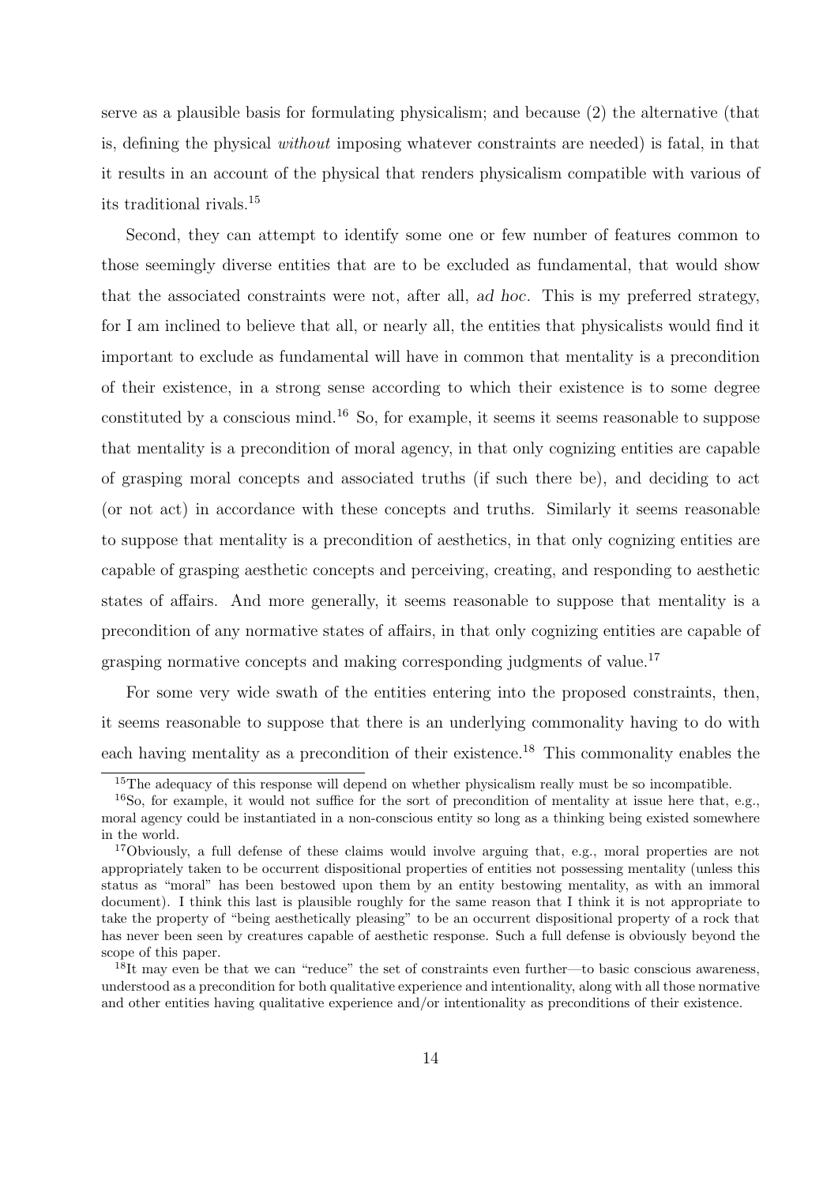serve as a plausible basis for formulating physicalism; and because (2) the alternative (that is, defining the physical *without* imposing whatever constraints are needed) is fatal, in that it results in an account of the physical that renders physicalism compatible with various of its traditional rivals.[15]

Second, they can attempt to identify some one or few number of features common to those seemingly diverse entities that are to be excluded as fundamental, that would show that the associated constraints were not, after all, *ad hoc*. This is my preferred strategy, for I am inclined to believe that all, or nearly all, the entities that physicalists would find it important to exclude as fundamental will have in common that mentality is a precondition of their existence, in a strong sense according to which their existence is to some degree constituted by a conscious mind.[16] So, for example, it seems it seems reasonable to suppose that mentality is a precondition of moral agency, in that only cognizing entities are capable of grasping moral concepts and associated truths (if such there be), and deciding to act (or not act) in accordance with these concepts and truths. Similarly it seems reasonable to suppose that mentality is a precondition of aesthetics, in that only cognizing entities are capable of grasping aesthetic concepts and perceiving, creating, and responding to aesthetic states of affairs. And more generally, it seems reasonable to suppose that mentality is a precondition of any normative states of affairs, in that only cognizing entities are capable of grasping normative concepts and making corresponding judgments of value.[17]

For some very wide swath of the entities entering into the proposed constraints, then, it seems reasonable to suppose that there is an underlying commonality having to do with each having mentality as a precondition of their existence.[18] This commonality enables the

[15] The adequacy of this response will depend on whether physicalism really must be so incompatible.

[16] So, for example, it would not suffice for the sort of precondition of mentality at issue here that, e.g., moral agency could be instantiated in a non-conscious entity so long as a thinking being existed somewhere in the world.

[17] Obviously, a full defense of these claims would involve arguing that, e.g., moral properties are not appropriately taken to be occurrent dispositional properties of entities not possessing mentality (unless this status as "moral" has been bestowed upon them by an entity bestowing mentality, as with an immoral document). I think this last is plausible roughly for the same reason that I think it is not appropriate to take the property of "being aesthetically pleasing" to be an occurrent dispositional property of a rock that has never been seen by creatures capable of aesthetic response. Such a full defense is obviously beyond the scope of this paper.

[18] It may even be that we can "reduce" the set of constraints even further—to basic conscious awareness, understood as a precondition for both qualitative experience and intentionality, along with all those normative and other entities having qualitative experience and/or intentionality as preconditions of their existence.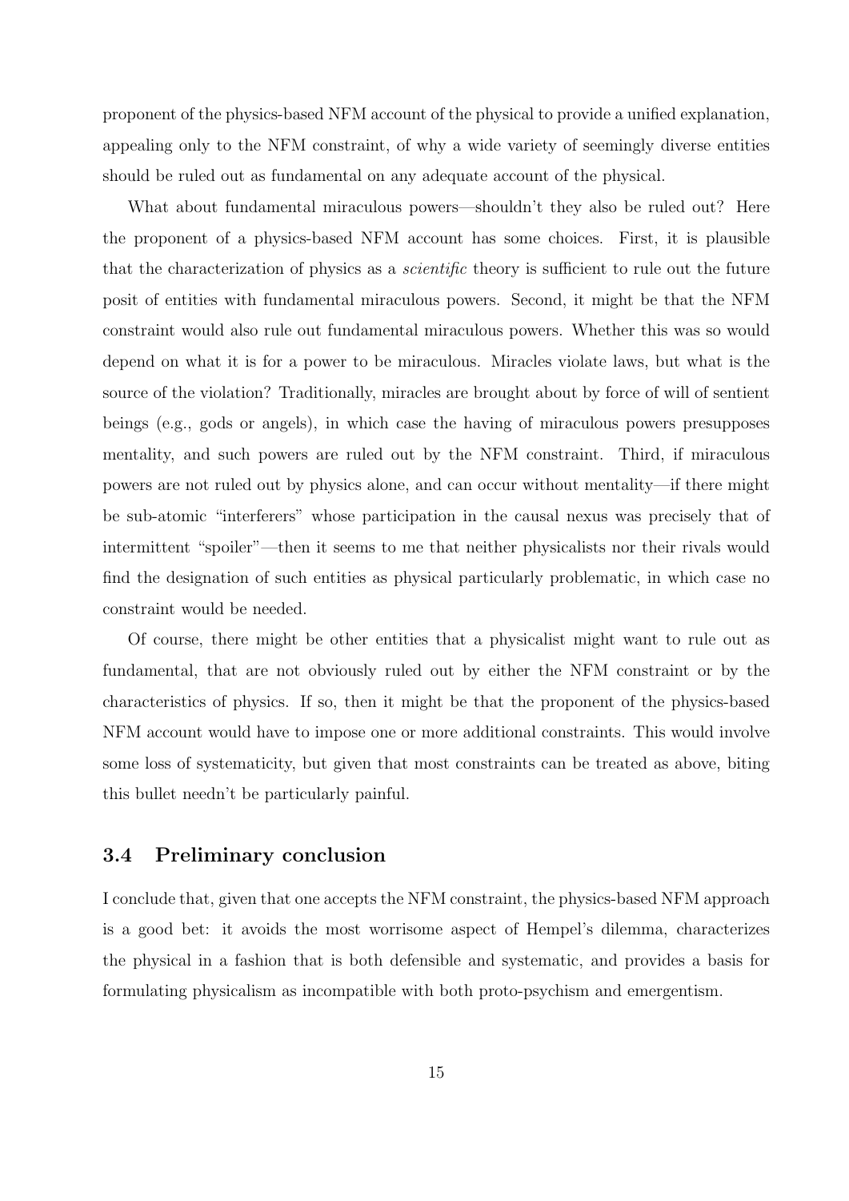proponent of the physics-based NFM account of the physical to provide a unified explanation, appealing only to the NFM constraint, of why a wide variety of seemingly diverse entities should be ruled out as fundamental on any adequate account of the physical.

What about fundamental miraculous powers—shouldn't they also be ruled out? Here the proponent of a physics-based NFM account has some choices. First, it is plausible that the characterization of physics as a *scientific* theory is sufficient to rule out the future posit of entities with fundamental miraculous powers. Second, it might be that the NFM constraint would also rule out fundamental miraculous powers. Whether this was so would depend on what it is for a power to be miraculous. Miracles violate laws, but what is the source of the violation? Traditionally, miracles are brought about by force of will of sentient beings (e.g., gods or angels), in which case the having of miraculous powers presupposes mentality, and such powers are ruled out by the NFM constraint. Third, if miraculous powers are not ruled out by physics alone, and can occur without mentality—if there might be sub-atomic "interferers" whose participation in the causal nexus was precisely that of intermittent "spoiler"—then it seems to me that neither physicalists nor their rivals would find the designation of such entities as physical particularly problematic, in which case no constraint would be needed.

Of course, there might be other entities that a physicalist might want to rule out as fundamental, that are not obviously ruled out by either the NFM constraint or by the characteristics of physics. If so, then it might be that the proponent of the physics-based NFM account would have to impose one or more additional constraints. This would involve some loss of systematicity, but given that most constraints can be treated as above, biting this bullet needn't be particularly painful.

### 3.4 Preliminary conclusion

I conclude that, given that one accepts the NFM constraint, the physics-based NFM approach is a good bet: it avoids the most worrisome aspect of Hempel's dilemma, characterizes the physical in a fashion that is both defensible and systematic, and provides a basis for formulating physicalism as incompatible with both proto-psychism and emergentism.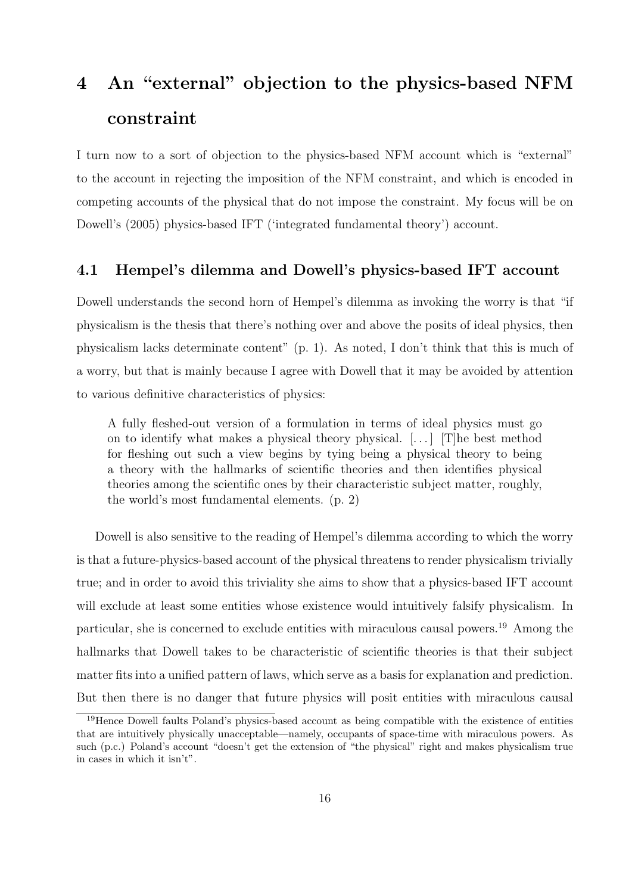# 4 An "external" objection to the physics-based NFM constraint

I turn now to a sort of objection to the physics-based NFM account which is "external" to the account in rejecting the imposition of the NFM constraint, and which is encoded in competing accounts of the physical that do not impose the constraint. My focus will be on Dowell's (2005) physics-based IFT ('integrated fundamental theory') account.

## 4.1 Hempel's dilemma and Dowell's physics-based IFT account

Dowell understands the second horn of Hempel's dilemma as invoking the worry is that "if physicalism is the thesis that there's nothing over and above the posits of ideal physics, then physicalism lacks determinate content" (p. 1). As noted, I don't think that this is much of a worry, but that is mainly because I agree with Dowell that it may be avoided by attention to various definitive characteristics of physics:

> A fully fleshed-out version of a formulation in terms of ideal physics must go on to identify what makes a physical theory physical. [...] [T]he best method for fleshing out such a view begins by tying being a physical theory to being a theory with the hallmarks of scientific theories and then identifies physical theories among the scientific ones by their characteristic subject matter, roughly, the world's most fundamental elements. (p. 2)

Dowell is also sensitive to the reading of Hempel's dilemma according to which the worry is that a future-physics-based account of the physical threatens to render physicalism trivially true; and in order to avoid this triviality she aims to show that a physics-based IFT account will exclude at least some entities whose existence would intuitively falsify physicalism. In particular, she is concerned to exclude entities with miraculous causal powers.[19] Among the hallmarks that Dowell takes to be characteristic of scientific theories is that their subject matter fits into a unified pattern of laws, which serve as a basis for explanation and prediction. But then there is no danger that future physics will posit entities with miraculous causal

[19] Hence Dowell faults Poland's physics-based account as being compatible with the existence of entities that are intuitively physically unacceptable—namely, occupants of space-time with miraculous powers. As such (p.c.) Poland's account "doesn't get the extension of "the physical" right and makes physicalism true in cases in which it isn't".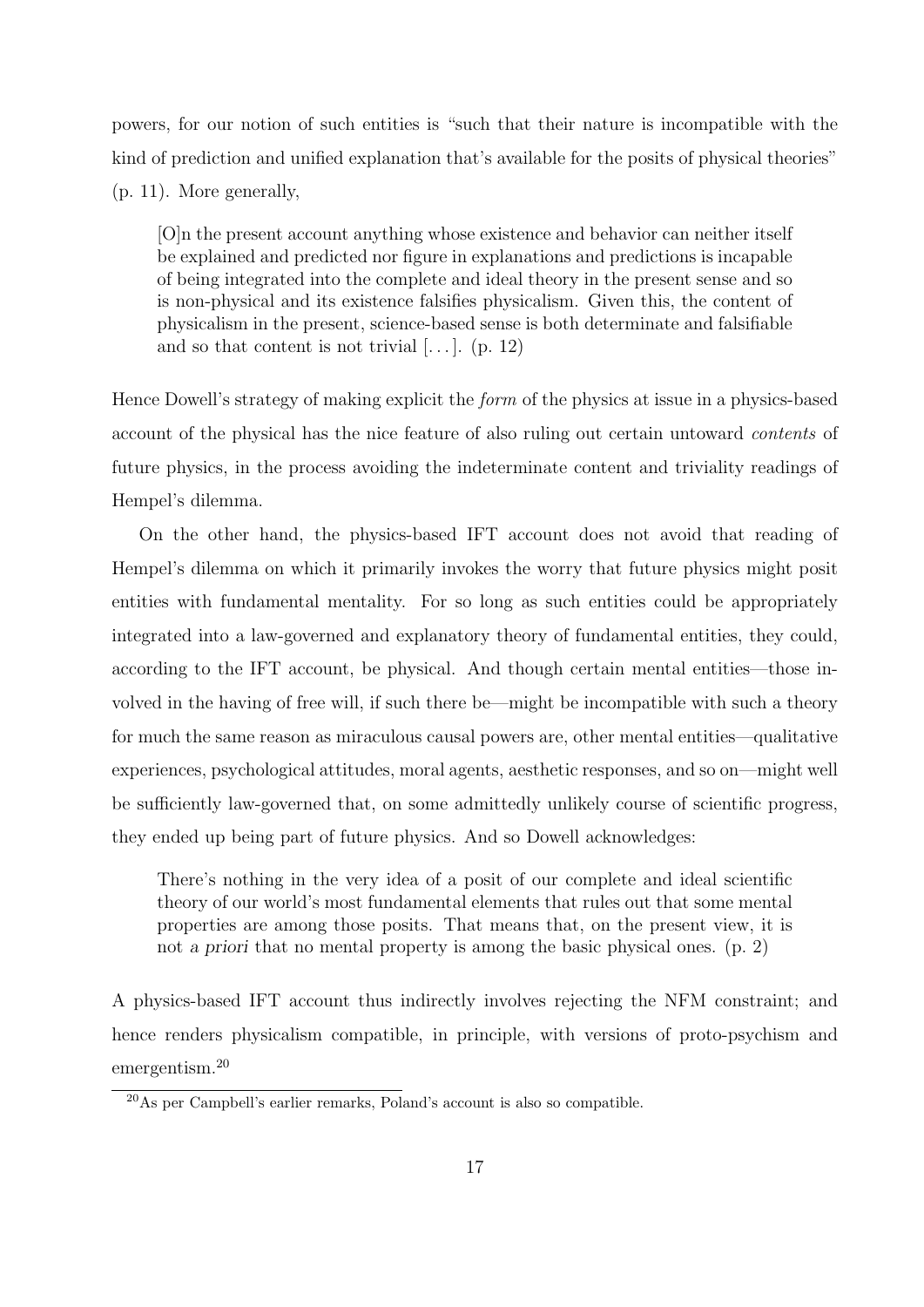powers, for our notion of such entities is "such that their nature is incompatible with the kind of prediction and unified explanation that's available for the posits of physical theories" (p. 11). More generally,

> [O]n the present account anything whose existence and behavior can neither itself be explained and predicted nor figure in explanations and predictions is incapable of being integrated into the complete and ideal theory in the present sense and so is non-physical and its existence falsifies physicalism. Given this, the content of physicalism in the present, science-based sense is both determinate and falsifiable and so that content is not trivial [. . . ]. (p. 12)

Hence Dowell's strategy of making explicit the *form* of the physics at issue in a physics-based account of the physical has the nice feature of also ruling out certain untoward *contents* of future physics, in the process avoiding the indeterminate content and triviality readings of Hempel's dilemma.

On the other hand, the physics-based IFT account does not avoid that reading of Hempel's dilemma on which it primarily invokes the worry that future physics might posit entities with fundamental mentality. For so long as such entities could be appropriately integrated into a law-governed and explanatory theory of fundamental entities, they could, according to the IFT account, be physical. And though certain mental entities—those involved in the having of free will, if such there be—might be incompatible with such a theory for much the same reason as miraculous causal powers are, other mental entities—qualitative experiences, psychological attitudes, moral agents, aesthetic responses, and so on—might well be sufficiently law-governed that, on some admittedly unlikely course of scientific progress, they ended up being part of future physics. And so Dowell acknowledges:

> There's nothing in the very idea of a posit of our complete and ideal scientific theory of our world's most fundamental elements that rules out that some mental properties are among those posits. That means that, on the present view, it is not *a priori* that no mental property is among the basic physical ones. (p. 2)

A physics-based IFT account thus indirectly involves rejecting the NFM constraint; and hence renders physicalism compatible, in principle, with versions of proto-psychism and emergentism.[20]

[20] As per Campbell's earlier remarks, Poland's account is also so compatible.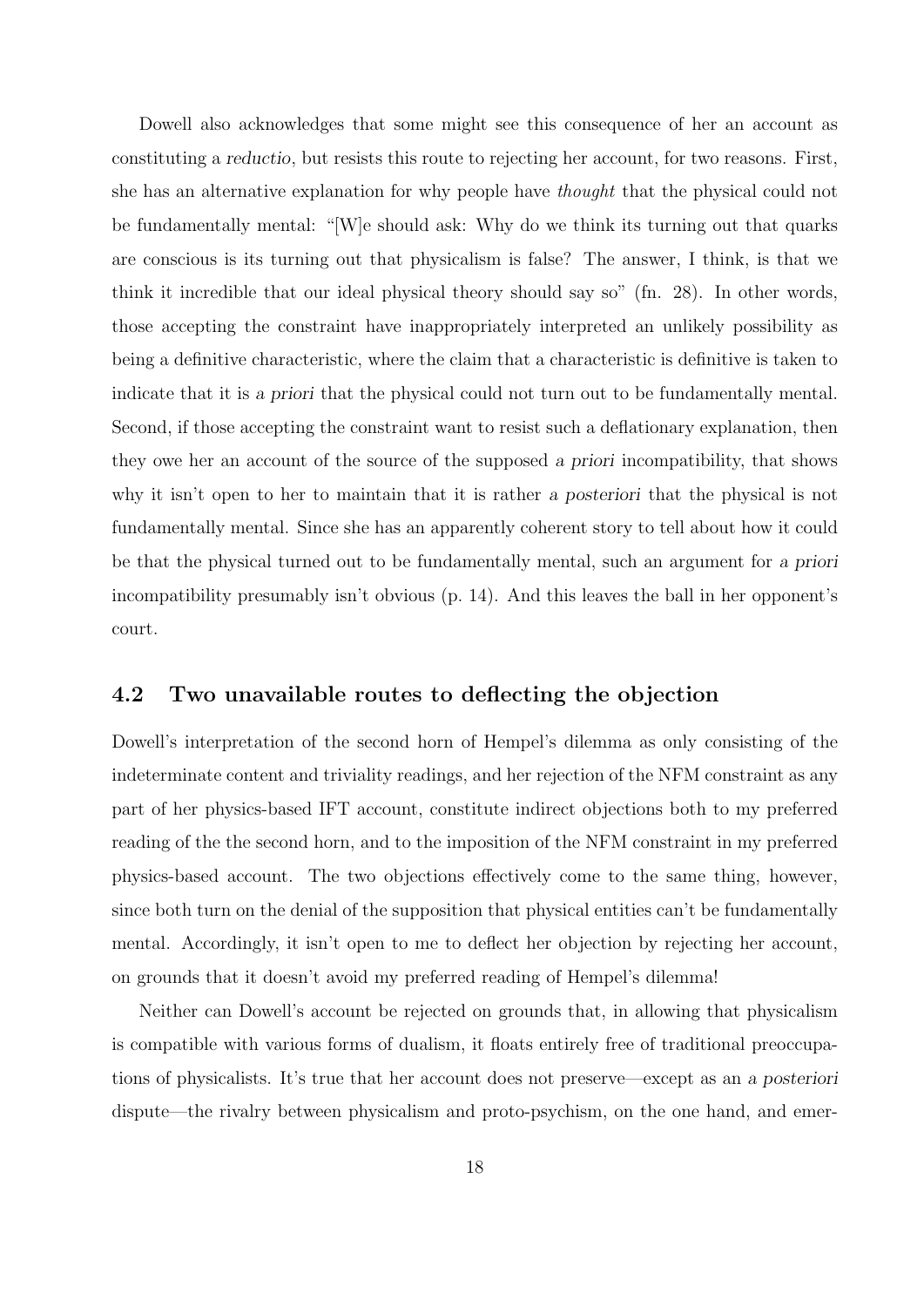Dowell also acknowledges that some might see this consequence of her an account as constituting a *reductio*, but resists this route to rejecting her account, for two reasons. First, she has an alternative explanation for why people have *thought* that the physical could not be fundamentally mental: "[W]e should ask: Why do we think its turning out that quarks are conscious is its turning out that physicalism is false? The answer, I think, is that we think it incredible that our ideal physical theory should say so" (fn. 28). In other words, those accepting the constraint have inappropriately interpreted an unlikely possibility as being a definitive characteristic, where the claim that a characteristic is definitive is taken to indicate that it is *a priori* that the physical could not turn out to be fundamentally mental. Second, if those accepting the constraint want to resist such a deflationary explanation, then they owe her an account of the source of the supposed *a priori* incompatibility, that shows why it isn't open to her to maintain that it is rather *a posteriori* that the physical is not fundamentally mental. Since she has an apparently coherent story to tell about how it could be that the physical turned out to be fundamentally mental, such an argument for *a priori* incompatibility presumably isn't obvious (p. 14). And this leaves the ball in her opponent's court.

## 4.2 Two unavailable routes to deflecting the objection

Dowell's interpretation of the second horn of Hempel's dilemma as only consisting of the indeterminate content and triviality readings, and her rejection of the NFM constraint as any part of her physics-based IFT account, constitute indirect objections both to my preferred reading of the the second horn, and to the imposition of the NFM constraint in my preferred physics-based account. The two objections effectively come to the same thing, however, since both turn on the denial of the supposition that physical entities can't be fundamentally mental. Accordingly, it isn't open to me to deflect her objection by rejecting her account, on grounds that it doesn't avoid my preferred reading of Hempel's dilemma!

Neither can Dowell's account be rejected on grounds that, in allowing that physicalism is compatible with various forms of dualism, it floats entirely free of traditional preoccupations of physicalists. It's true that her account does not preserve—except as an *a posteriori* dispute—the rivalry between physicalism and proto-psychism, on the one hand, and emer-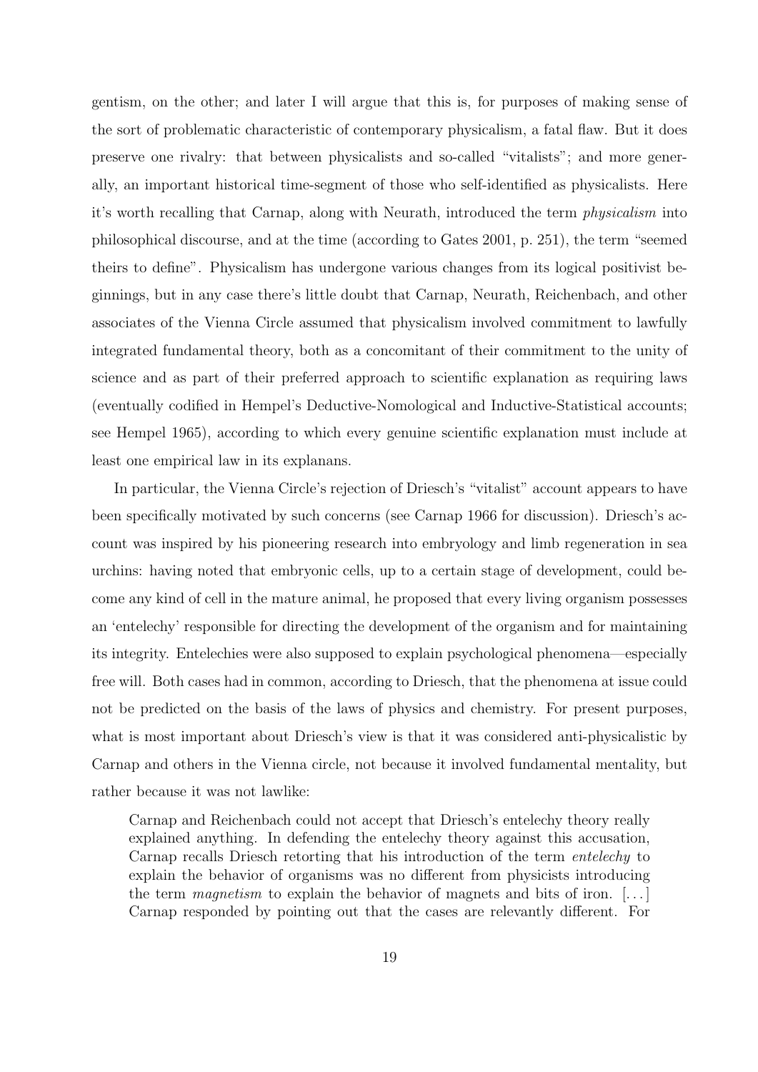gentism, on the other; and later I will argue that this is, for purposes of making sense of the sort of problematic characteristic of contemporary physicalism, a fatal flaw. But it does preserve one rivalry: that between physicalists and so-called "vitalists"; and more generally, an important historical time-segment of those who self-identified as physicalists. Here it's worth recalling that Carnap, along with Neurath, introduced the term *physicalism* into philosophical discourse, and at the time (according to Gates 2001, p. 251), the term "seemed theirs to define". Physicalism has undergone various changes from its logical positivist beginnings, but in any case there's little doubt that Carnap, Neurath, Reichenbach, and other associates of the Vienna Circle assumed that physicalism involved commitment to lawfully integrated fundamental theory, both as a concomitant of their commitment to the unity of science and as part of their preferred approach to scientific explanation as requiring laws (eventually codified in Hempel's Deductive-Nomological and Inductive-Statistical accounts; see Hempel 1965), according to which every genuine scientific explanation must include at least one empirical law in its explanans.

In particular, the Vienna Circle's rejection of Driesch's "vitalist" account appears to have been specifically motivated by such concerns (see Carnap 1966 for discussion). Driesch's account was inspired by his pioneering research into embryology and limb regeneration in sea urchins: having noted that embryonic cells, up to a certain stage of development, could become any kind of cell in the mature animal, he proposed that every living organism possesses an 'entelechy' responsible for directing the development of the organism and for maintaining its integrity. Entelechies were also supposed to explain psychological phenomena—especially free will. Both cases had in common, according to Driesch, that the phenomena at issue could not be predicted on the basis of the laws of physics and chemistry. For present purposes, what is most important about Driesch's view is that it was considered anti-physicalistic by Carnap and others in the Vienna circle, not because it involved fundamental mentality, but rather because it was not lawlike:

> Carnap and Reichenbach could not accept that Driesch's entelechy theory really explained anything. In defending the entelechy theory against this accusation, Carnap recalls Driesch retorting that his introduction of the term *entelechy* to explain the behavior of organisms was no different from physicists introducing the term *magnetism* to explain the behavior of magnets and bits of iron. [...] Carnap responded by pointing out that the cases are relevantly different. For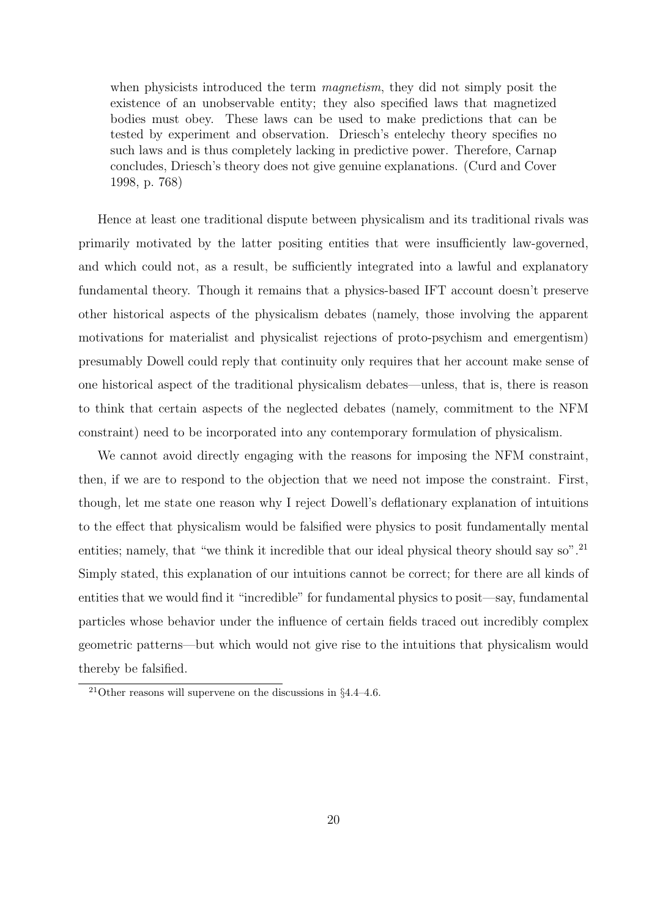> when physicists introduced the term *magnetism*, they did not simply posit the existence of an unobservable entity; they also specified laws that magnetized bodies must obey. These laws can be used to make predictions that can be tested by experiment and observation. Driesch's entelechy theory specifies no such laws and is thus completely lacking in predictive power. Therefore, Carnap concludes, Driesch's theory does not give genuine explanations. (Curd and Cover 1998, p. 768)

Hence at least one traditional dispute between physicalism and its traditional rivals was primarily motivated by the latter positing entities that were insufficiently law-governed, and which could not, as a result, be sufficiently integrated into a lawful and explanatory fundamental theory. Though it remains that a physics-based IFT account doesn't preserve other historical aspects of the physicalism debates (namely, those involving the apparent motivations for materialist and physicalist rejections of proto-psychism and emergentism) presumably Dowell could reply that continuity only requires that her account make sense of one historical aspect of the traditional physicalism debates—unless, that is, there is reason to think that certain aspects of the neglected debates (namely, commitment to the NFM constraint) need to be incorporated into any contemporary formulation of physicalism.

We cannot avoid directly engaging with the reasons for imposing the NFM constraint, then, if we are to respond to the objection that we need not impose the constraint. First, though, let me state one reason why I reject Dowell's deflationary explanation of intuitions to the effect that physicalism would be falsified were physics to posit fundamentally mental entities; namely, that "we think it incredible that our ideal physical theory should say so".[21] Simply stated, this explanation of our intuitions cannot be correct; for there are all kinds of entities that we would find it "incredible" for fundamental physics to posit—say, fundamental particles whose behavior under the influence of certain fields traced out incredibly complex geometric patterns—but which would not give rise to the intuitions that physicalism would thereby be falsified.

[21] Other reasons will supervene on the discussions in §4.4–4.6.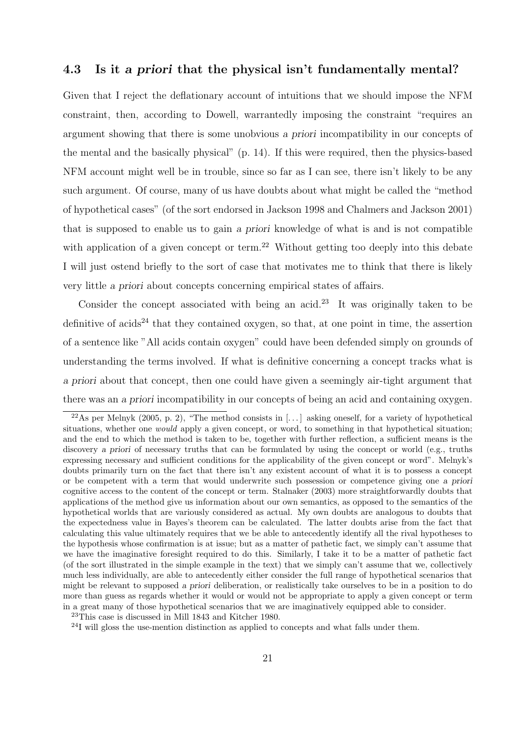### 4.3 Is it *a priori* that the physical isn't fundamentally mental?

Given that I reject the deflationary account of intuitions that we should impose the NFM constraint, then, according to Dowell, warrantedly imposing the constraint "requires an argument showing that there is some unobvious *a priori* incompatibility in our concepts of the mental and the basically physical" (p. 14). If this were required, then the physics-based NFM account might well be in trouble, since so far as I can see, there isn't likely to be any such argument. Of course, many of us have doubts about what might be called the "method of hypothetical cases" (of the sort endorsed in Jackson 1998 and Chalmers and Jackson 2001) that is supposed to enable us to gain *a priori* knowledge of what is and is not compatible with application of a given concept or term.[22] Without getting too deeply into this debate I will just ostend briefly to the sort of case that motivates me to think that there is likely very little *a priori* about concepts concerning empirical states of affairs.

Consider the concept associated with being an acid.[23] It was originally taken to be definitive of acids[24] that they contained oxygen, so that, at one point in time, the assertion of a sentence like "All acids contain oxygen" could have been defended simply on grounds of understanding the terms involved. If what is definitive concerning a concept tracks what is *a priori* about that concept, then one could have given a seemingly air-tight argument that there was an *a priori* incompatibility in our concepts of being an acid and containing oxygen.

---

[22] As per Melnyk (2005, p. 2), "The method consists in [...] asking oneself, for a variety of hypothetical situations, whether one *would* apply a given concept, or word, to something in that hypothetical situation; and the end to which the method is taken to be, together with further reflection, a sufficient means is the discovery *a priori* of necessary truths that can be formulated by using the concept or world (e.g., truths expressing necessary and sufficient conditions for the applicability of the given concept or word". Melnyk's doubts primarily turn on the fact that there isn't any existent account of what it is to possess a concept or be competent with a term that would underwrite such possession or competence giving one *a priori* cognitive access to the content of the concept or term. Stalnaker (2003) more straightforwardly doubts that applications of the method give us information about our own semantics, as opposed to the semantics of the hypothetical worlds that are variously considered as actual. My own doubts are analogous to doubts that the expectedness value in Bayes's theorem can be calculated. The latter doubts arise from the fact that calculating this value ultimately requires that we be able to antecedently identify all the rival hypotheses to the hypothesis whose confirmation is at issue; but as a matter of pathetic fact, we simply can't assume that we have the imaginative foresight required to do this. Similarly, I take it to be a matter of pathetic fact (of the sort illustrated in the simple example in the text) that we simply can't assume that we, collectively much less individually, are able to antecedently either consider the full range of hypothetical scenarios that might be relevant to supposed *a priori* deliberation, or realistically take ourselves to be in a position to do more than guess as regards whether it would or would not be appropriate to apply a given concept or term in a great many of those hypothetical scenarios that we are imaginatively equipped able to consider.

[23] This case is discussed in Mill 1843 and Kitcher 1980.

[24] I will gloss the use-mention distinction as applied to concepts and what falls under them.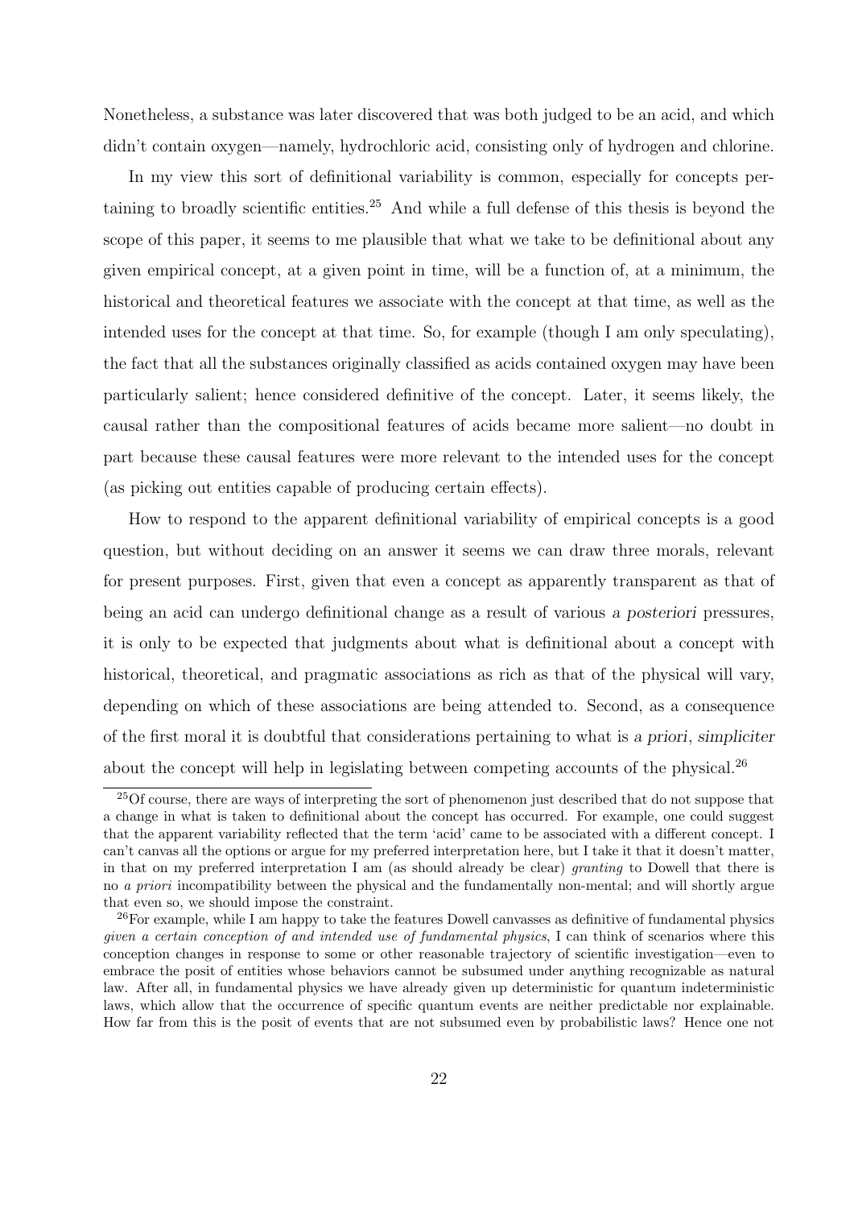Nonetheless, a substance was later discovered that was both judged to be an acid, and which didn't contain oxygen—namely, hydrochloric acid, consisting only of hydrogen and chlorine.

In my view this sort of definitional variability is common, especially for concepts pertaining to broadly scientific entities.[25] And while a full defense of this thesis is beyond the scope of this paper, it seems to me plausible that what we take to be definitional about any given empirical concept, at a given point in time, will be a function of, at a minimum, the historical and theoretical features we associate with the concept at that time, as well as the intended uses for the concept at that time. So, for example (though I am only speculating), the fact that all the substances originally classified as acids contained oxygen may have been particularly salient; hence considered definitive of the concept. Later, it seems likely, the causal rather than the compositional features of acids became more salient—no doubt in part because these causal features were more relevant to the intended uses for the concept (as picking out entities capable of producing certain effects).

How to respond to the apparent definitional variability of empirical concepts is a good question, but without deciding on an answer it seems we can draw three morals, relevant for present purposes. First, given that even a concept as apparently transparent as that of being an acid can undergo definitional change as a result of various *a posteriori* pressures, it is only to be expected that judgments about what is definitional about a concept with historical, theoretical, and pragmatic associations as rich as that of the physical will vary, depending on which of these associations are being attended to. Second, as a consequence of the first moral it is doubtful that considerations pertaining to what is *a priori*, *simpliciter* about the concept will help in legislating between competing accounts of the physical.[26]

---

[25] Of course, there are ways of interpreting the sort of phenomenon just described that do not suppose that a change in what is taken to definitional about the concept has occurred. For example, one could suggest that the apparent variability reflected that the term 'acid' came to be associated with a different concept. I can't canvas all the options or argue for my preferred interpretation here, but I take it that it doesn't matter, in that on my preferred interpretation I am (as should already be clear) *granting* to Dowell that there is no *a priori* incompatibility between the physical and the fundamentally non-mental; and will shortly argue that even so, we should impose the constraint.

[26] For example, while I am happy to take the features Dowell canvasses as definitive of fundamental physics *given a certain conception of and intended use of fundamental physics*, I can think of scenarios where this conception changes in response to some or other reasonable trajectory of scientific investigation—even to embrace the posit of entities whose behaviors cannot be subsumed under anything recognizable as natural law. After all, in fundamental physics we have already given up deterministic for quantum indeterministic laws, which allow that the occurrence of specific quantum events are neither predictable nor explainable. How far from this is the posit of events that are not subsumed even by probabilistic laws? Hence one not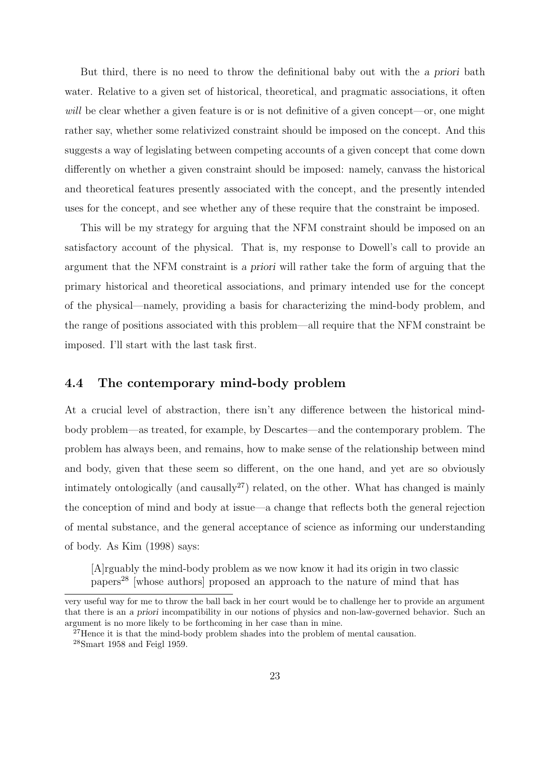But third, there is no need to throw the definitional baby out with the *a priori* bath water. Relative to a given set of historical, theoretical, and pragmatic associations, it often *will* be clear whether a given feature is or is not definitive of a given concept—or, one might rather say, whether some relativized constraint should be imposed on the concept. And this suggests a way of legislating between competing accounts of a given concept that come down differently on whether a given constraint should be imposed: namely, canvass the historical and theoretical features presently associated with the concept, and the presently intended uses for the concept, and see whether any of these require that the constraint be imposed.

This will be my strategy for arguing that the NFM constraint should be imposed on an satisfactory account of the physical. That is, my response to Dowell's call to provide an argument that the NFM constraint is *a priori* will rather take the form of arguing that the primary historical and theoretical associations, and primary intended use for the concept of the physical—namely, providing a basis for characterizing the mind-body problem, and the range of positions associated with this problem—all require that the NFM constraint be imposed. I'll start with the last task first.

### 4.4 The contemporary mind-body problem

At a crucial level of abstraction, there isn't any difference between the historical mind-body problem—as treated, for example, by Descartes—and the contemporary problem. The problem has always been, and remains, how to make sense of the relationship between mind and body, given that these seem so different, on the one hand, and yet are so obviously intimately ontologically (and causally[27]) related, on the other. What has changed is mainly the conception of mind and body at issue—a change that reflects both the general rejection of mental substance, and the general acceptance of science as informing our understanding of body. As Kim (1998) says:

> [A]rguably the mind-body problem as we now know it had its origin in two classic papers[28] [whose authors] proposed an approach to the nature of mind that has

very useful way for me to throw the ball back in her court would be to challenge her to provide an argument that there is an *a priori* incompatibility in our notions of physics and non-law-governed behavior. Such an argument is no more likely to be forthcoming in her case than in mine.

[27] Hence it is that the mind-body problem shades into the problem of mental causation.

[28] Smart 1958 and Feigl 1959.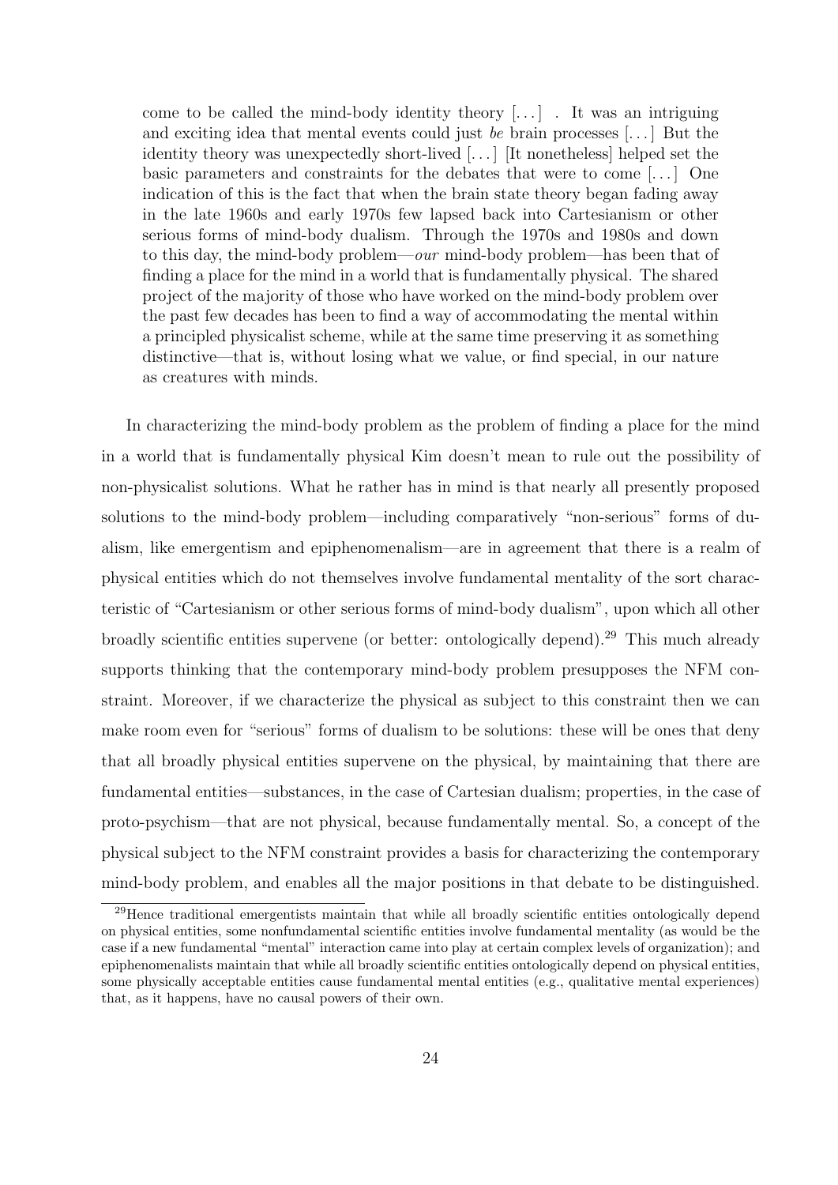> come to be called the mind-body identity theory [. . . ] . It was an intriguing and exciting idea that mental events could just *be* brain processes [. . . ] But the identity theory was unexpectedly short-lived [. . . ] [It nonetheless] helped set the basic parameters and constraints for the debates that were to come [. . . ] One indication of this is the fact that when the brain state theory began fading away in the late 1960s and early 1970s few lapsed back into Cartesianism or other serious forms of mind-body dualism. Through the 1970s and 1980s and down to this day, the mind-body problem—*our* mind-body problem—has been that of finding a place for the mind in a world that is fundamentally physical. The shared project of the majority of those who have worked on the mind-body problem over the past few decades has been to find a way of accommodating the mental within a principled physicalist scheme, while at the same time preserving it as something distinctive—that is, without losing what we value, or find special, in our nature as creatures with minds.

In characterizing the mind-body problem as the problem of finding a place for the mind in a world that is fundamentally physical Kim doesn't mean to rule out the possibility of non-physicalist solutions. What he rather has in mind is that nearly all presently proposed solutions to the mind-body problem—including comparatively "non-serious" forms of dualism, like emergentism and epiphenomenalism—are in agreement that there is a realm of physical entities which do not themselves involve fundamental mentality of the sort characteristic of "Cartesianism or other serious forms of mind-body dualism", upon which all other broadly scientific entities supervene (or better: ontologically depend).[29] This much already supports thinking that the contemporary mind-body problem presupposes the NFM constraint. Moreover, if we characterize the physical as subject to this constraint then we can make room even for "serious" forms of dualism to be solutions: these will be ones that deny that all broadly physical entities supervene on the physical, by maintaining that there are fundamental entities—substances, in the case of Cartesian dualism; properties, in the case of proto-psychism—that are not physical, because fundamentally mental. So, a concept of the physical subject to the NFM constraint provides a basis for characterizing the contemporary mind-body problem, and enables all the major positions in that debate to be distinguished.

[29] Hence traditional emergentists maintain that while all broadly scientific entities ontologically depend on physical entities, some nonfundamental scientific entities involve fundamental mentality (as would be the case if a new fundamental "mental" interaction came into play at certain complex levels of organization); and epiphenomenalists maintain that while all broadly scientific entities ontologically depend on physical entities, some physically acceptable entities cause fundamental mental entities (e.g., qualitative mental experiences) that, as it happens, have no causal powers of their own.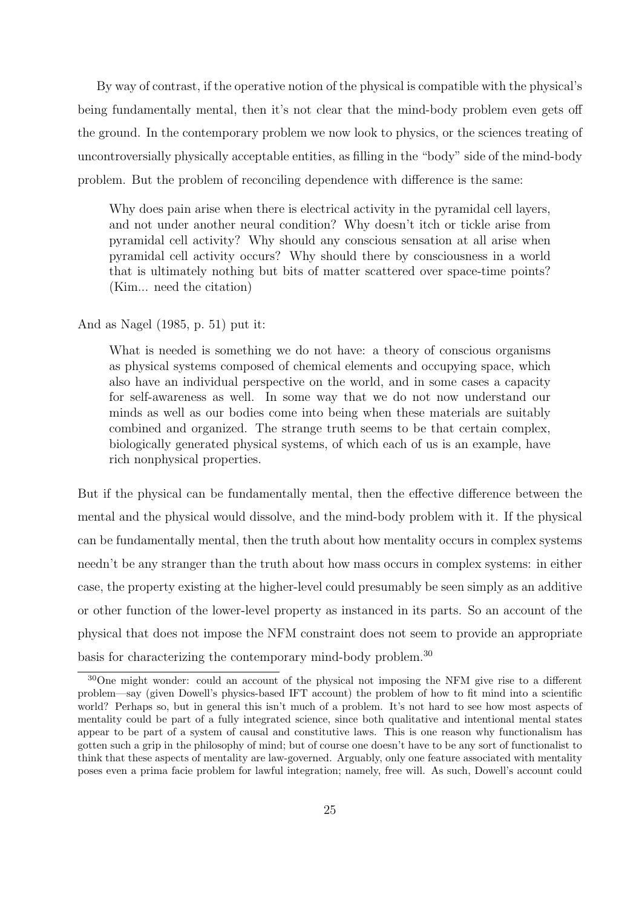By way of contrast, if the operative notion of the physical is compatible with the physical's being fundamentally mental, then it's not clear that the mind-body problem even gets off the ground. In the contemporary problem we now look to physics, or the sciences treating of uncontroversially physically acceptable entities, as filling in the "body" side of the mind-body problem. But the problem of reconciling dependence with difference is the same:

> Why does pain arise when there is electrical activity in the pyramidal cell layers, and not under another neural condition? Why doesn't itch or tickle arise from pyramidal cell activity? Why should any conscious sensation at all arise when pyramidal cell activity occurs? Why should there by consciousness in a world that is ultimately nothing but bits of matter scattered over space-time points? (Kim... need the citation)

And as Nagel (1985, p. 51) put it:

> What is needed is something we do not have: a theory of conscious organisms as physical systems composed of chemical elements and occupying space, which also have an individual perspective on the world, and in some cases a capacity for self-awareness as well. In some way that we do not now understand our minds as well as our bodies come into being when these materials are suitably combined and organized. The strange truth seems to be that certain complex, biologically generated physical systems, of which each of us is an example, have rich nonphysical properties.

But if the physical can be fundamentally mental, then the effective difference between the mental and the physical would dissolve, and the mind-body problem with it. If the physical can be fundamentally mental, then the truth about how mentality occurs in complex systems needn't be any stranger than the truth about how mass occurs in complex systems: in either case, the property existing at the higher-level could presumably be seen simply as an additive or other function of the lower-level property as instanced in its parts. So an account of the physical that does not impose the NFM constraint does not seem to provide an appropriate basis for characterizing the contemporary mind-body problem.[30]

---

[30] One might wonder: could an account of the physical not imposing the NFM give rise to a different problem—say (given Dowell's physics-based IFT account) the problem of how to fit mind into a scientific world? Perhaps so, but in general this isn't much of a problem. It's not hard to see how most aspects of mentality could be part of a fully integrated science, since both qualitative and intentional mental states appear to be part of a system of causal and constitutive laws. This is one reason why functionalism has gotten such a grip in the philosophy of mind; but of course one doesn't have to be any sort of functionalist to think that these aspects of mentality are law-governed. Arguably, only one feature associated with mentality poses even a prima facie problem for lawful integration; namely, free will. As such, Dowell's account could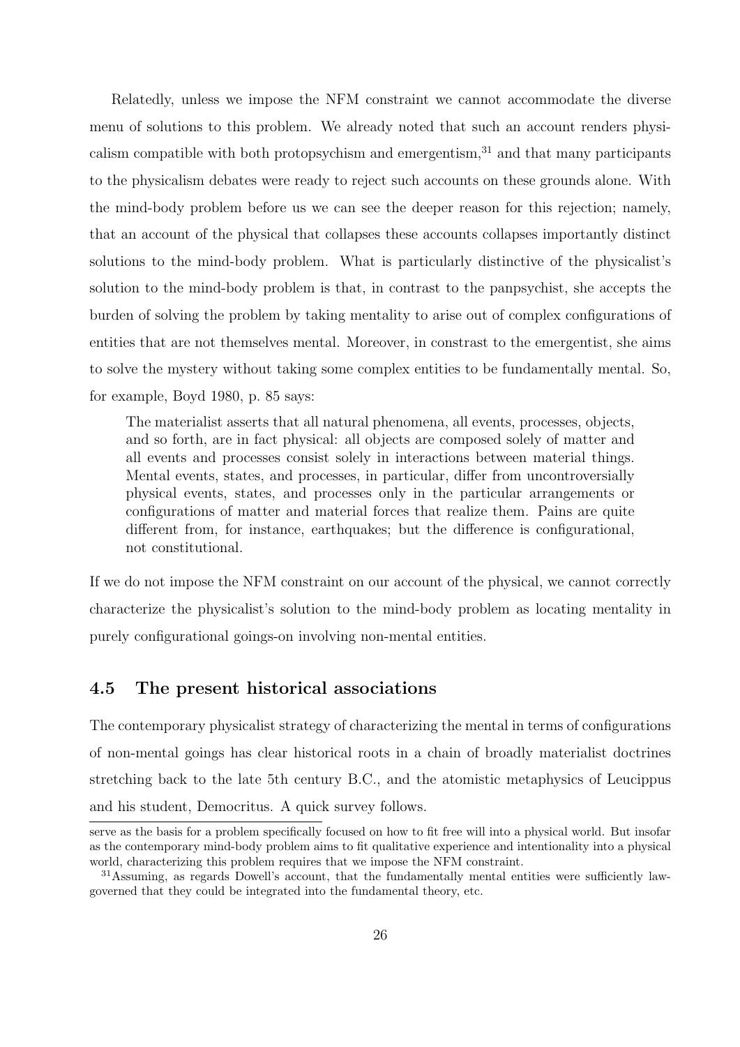Relatedly, unless we impose the NFM constraint we cannot accommodate the diverse menu of solutions to this problem. We already noted that such an account renders physicalism compatible with both protopsychism and emergentism,[31] and that many participants to the physicalism debates were ready to reject such accounts on these grounds alone. With the mind-body problem before us we can see the deeper reason for this rejection; namely, that an account of the physical that collapses these accounts collapses importantly distinct solutions to the mind-body problem. What is particularly distinctive of the physicalist's solution to the mind-body problem is that, in contrast to the panpsychist, she accepts the burden of solving the problem by taking mentality to arise out of complex configurations of entities that are not themselves mental. Moreover, in constrast to the emergentist, she aims to solve the mystery without taking some complex entities to be fundamentally mental. So, for example, Boyd 1980, p. 85 says:

> The materialist asserts that all natural phenomena, all events, processes, objects, and so forth, are in fact physical: all objects are composed solely of matter and all events and processes consist solely in interactions between material things. Mental events, states, and processes, in particular, differ from uncontroversially physical events, states, and processes only in the particular arrangements or configurations of matter and material forces that realize them. Pains are quite different from, for instance, earthquakes; but the difference is configurational, not constitutional.

If we do not impose the NFM constraint on our account of the physical, we cannot correctly characterize the physicalist's solution to the mind-body problem as locating mentality in purely configurational goings-on involving non-mental entities.

## 4.5 The present historical associations

The contemporary physicalist strategy of characterizing the mental in terms of configurations of non-mental goings has clear historical roots in a chain of broadly materialist doctrines stretching back to the late 5th century B.C., and the atomistic metaphysics of Leucippus and his student, Democritus. A quick survey follows.

---

serve as the basis for a problem specifically focused on how to fit free will into a physical world. But insofar as the contemporary mind-body problem aims to fit qualitative experience and intentionality into a physical world, characterizing this problem requires that we impose the NFM constraint.

[31] Assuming, as regards Dowell's account, that the fundamentally mental entities were sufficiently law-governed that they could be integrated into the fundamental theory, etc.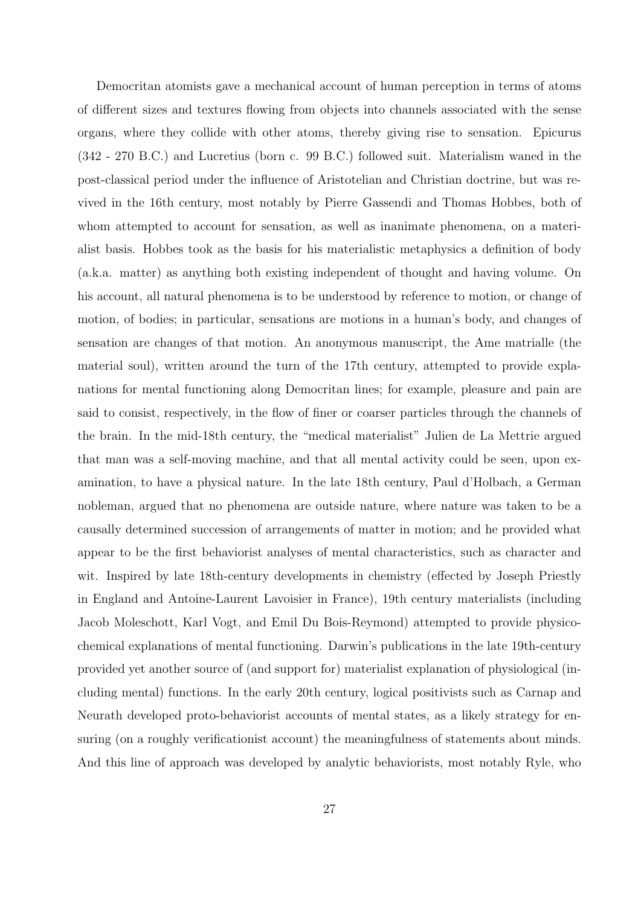Democritan atomists gave a mechanical account of human perception in terms of atoms of different sizes and textures flowing from objects into channels associated with the sense organs, where they collide with other atoms, thereby giving rise to sensation. Epicurus (342 - 270 B.C.) and Lucretius (born c. 99 B.C.) followed suit. Materialism waned in the post-classical period under the influence of Aristotelian and Christian doctrine, but was revived in the 16th century, most notably by Pierre Gassendi and Thomas Hobbes, both of whom attempted to account for sensation, as well as inanimate phenomena, on a materialist basis. Hobbes took as the basis for his materialistic metaphysics a definition of body (a.k.a. matter) as anything both existing independent of thought and having volume. On his account, all natural phenomena is to be understood by reference to motion, or change of motion, of bodies; in particular, sensations are motions in a human's body, and changes of sensation are changes of that motion. An anonymous manuscript, the Ame matrialle (the material soul), written around the turn of the 17th century, attempted to provide explanations for mental functioning along Democritan lines; for example, pleasure and pain are said to consist, respectively, in the flow of finer or coarser particles through the channels of the brain. In the mid-18th century, the "medical materialist" Julien de La Mettrie argued that man was a self-moving machine, and that all mental activity could be seen, upon examination, to have a physical nature. In the late 18th century, Paul d'Holbach, a German nobleman, argued that no phenomena are outside nature, where nature was taken to be a causally determined succession of arrangements of matter in motion; and he provided what appear to be the first behaviorist analyses of mental characteristics, such as character and wit. Inspired by late 18th-century developments in chemistry (effected by Joseph Priestly in England and Antoine-Laurent Lavoisier in France), 19th century materialists (including Jacob Moleschott, Karl Vogt, and Emil Du Bois-Reymond) attempted to provide physicochemical explanations of mental functioning. Darwin's publications in the late 19th-century provided yet another source of (and support for) materialist explanation of physiological (including mental) functions. In the early 20th century, logical positivists such as Carnap and Neurath developed proto-behaviorist accounts of mental states, as a likely strategy for ensuring (on a roughly verificationist account) the meaningfulness of statements about minds. And this line of approach was developed by analytic behaviorists, most notably Ryle, who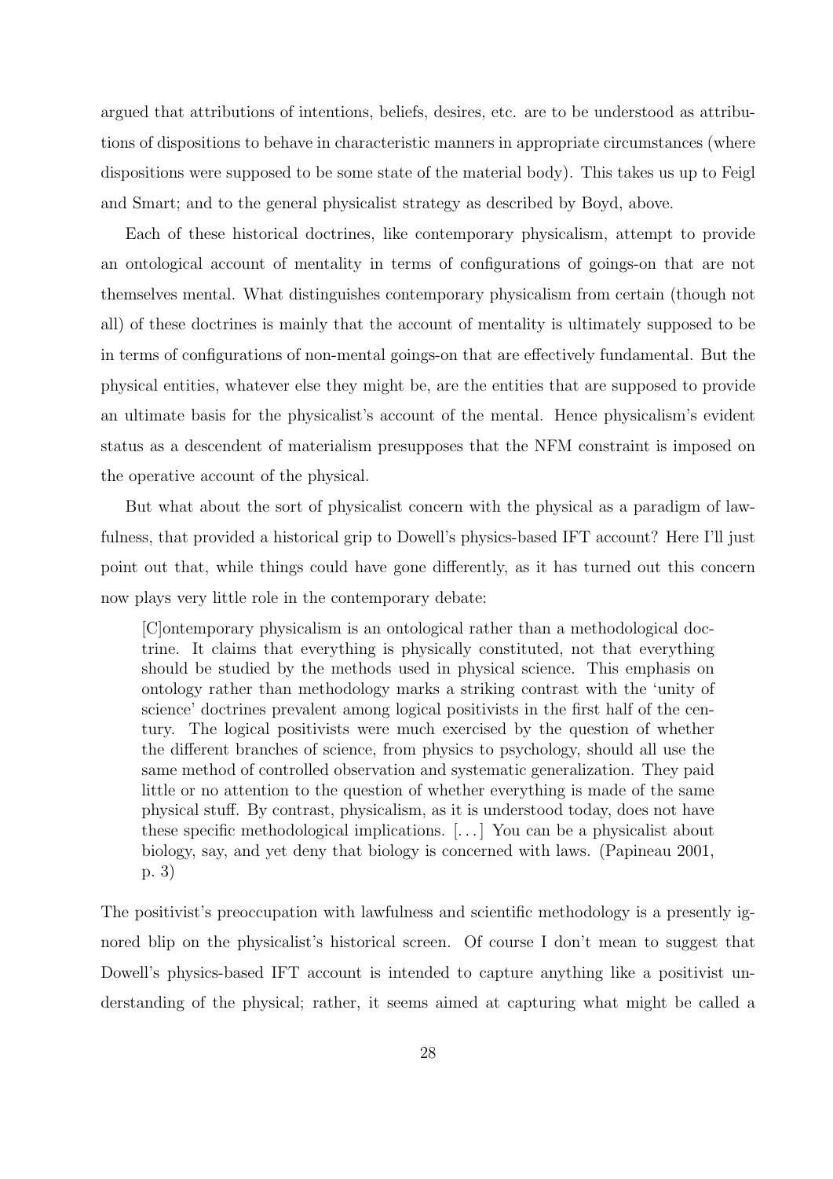argued that attributions of intentions, beliefs, desires, etc. are to be understood as attributions of dispositions to behave in characteristic manners in appropriate circumstances (where dispositions were supposed to be some state of the material body). This takes us up to Feigl and Smart; and to the general physicalist strategy as described by Boyd, above.

Each of these historical doctrines, like contemporary physicalism, attempt to provide an ontological account of mentality in terms of configurations of goings-on that are not themselves mental. What distinguishes contemporary physicalism from certain (though not all) of these doctrines is mainly that the account of mentality is ultimately supposed to be in terms of configurations of non-mental goings-on that are effectively fundamental. But the physical entities, whatever else they might be, are the entities that are supposed to provide an ultimate basis for the physicalist's account of the mental. Hence physicalism's evident status as a descendent of materialism presupposes that the NFM constraint is imposed on the operative account of the physical.

But what about the sort of physicalist concern with the physical as a paradigm of lawfulness, that provided a historical grip to Dowell's physics-based IFT account? Here I'll just point out that, while things could have gone differently, as it has turned out this concern now plays very little role in the contemporary debate:

> [C]ontemporary physicalism is an ontological rather than a methodological doctrine. It claims that everything is physically constituted, not that everything should be studied by the methods used in physical science. This emphasis on ontology rather than methodology marks a striking contrast with the 'unity of science' doctrines prevalent among logical positivists in the first half of the century. The logical positivists were much exercised by the question of whether the different branches of science, from physics to psychology, should all use the same method of controlled observation and systematic generalization. They paid little or no attention to the question of whether everything is made of the same physical stuff. By contrast, physicalism, as it is understood today, does not have these specific methodological implications. [...] You can be a physicalist about biology, say, and yet deny that biology is concerned with laws. (Papineau 2001, p. 3)

The positivist's preoccupation with lawfulness and scientific methodology is a presently ignored blip on the physicalist's historical screen. Of course I don't mean to suggest that Dowell's physics-based IFT account is intended to capture anything like a positivist understanding of the physical; rather, it seems aimed at capturing what might be called a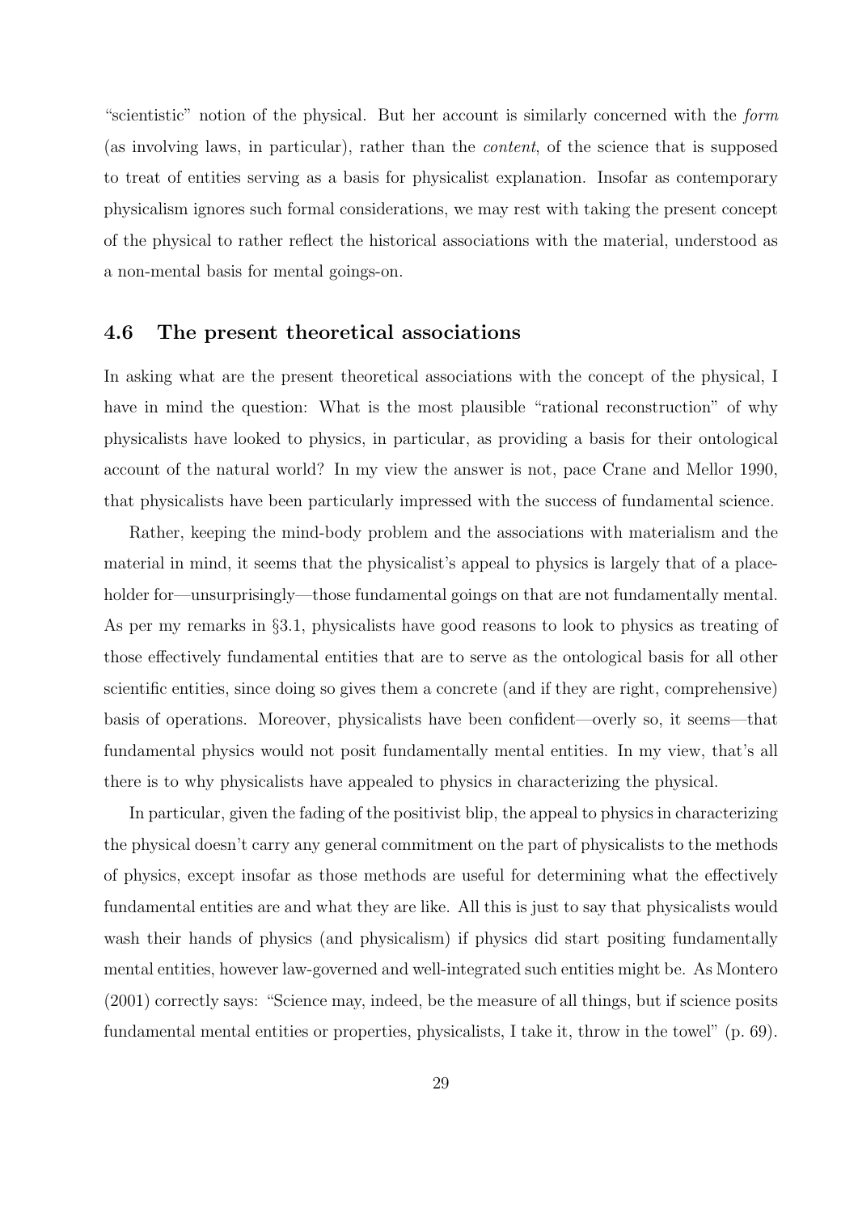"scientistic" notion of the physical. But her account is similarly concerned with the *form* (as involving laws, in particular), rather than the *content*, of the science that is supposed to treat of entities serving as a basis for physicalist explanation. Insofar as contemporary physicalism ignores such formal considerations, we may rest with taking the present concept of the physical to rather reflect the historical associations with the material, understood as a non-mental basis for mental goings-on.

### 4.6 The present theoretical associations

In asking what are the present theoretical associations with the concept of the physical, I have in mind the question: What is the most plausible "rational reconstruction" of why physicalists have looked to physics, in particular, as providing a basis for their ontological account of the natural world? In my view the answer is not, pace Crane and Mellor 1990, that physicalists have been particularly impressed with the success of fundamental science.

Rather, keeping the mind-body problem and the associations with materialism and the material in mind, it seems that the physicalist's appeal to physics is largely that of a place-holder for—unsurprisingly—those fundamental goings on that are not fundamentally mental. As per my remarks in §3.1, physicalists have good reasons to look to physics as treating of those effectively fundamental entities that are to serve as the ontological basis for all other scientific entities, since doing so gives them a concrete (and if they are right, comprehensive) basis of operations. Moreover, physicalists have been confident—overly so, it seems—that fundamental physics would not posit fundamentally mental entities. In my view, that's all there is to why physicalists have appealed to physics in characterizing the physical.

In particular, given the fading of the positivist blip, the appeal to physics in characterizing the physical doesn't carry any general commitment on the part of physicalists to the methods of physics, except insofar as those methods are useful for determining what the effectively fundamental entities are and what they are like. All this is just to say that physicalists would wash their hands of physics (and physicalism) if physics did start positing fundamentally mental entities, however law-governed and well-integrated such entities might be. As Montero (2001) correctly says: "Science may, indeed, be the measure of all things, but if science posits fundamental mental entities or properties, physicalists, I take it, throw in the towel" (p. 69).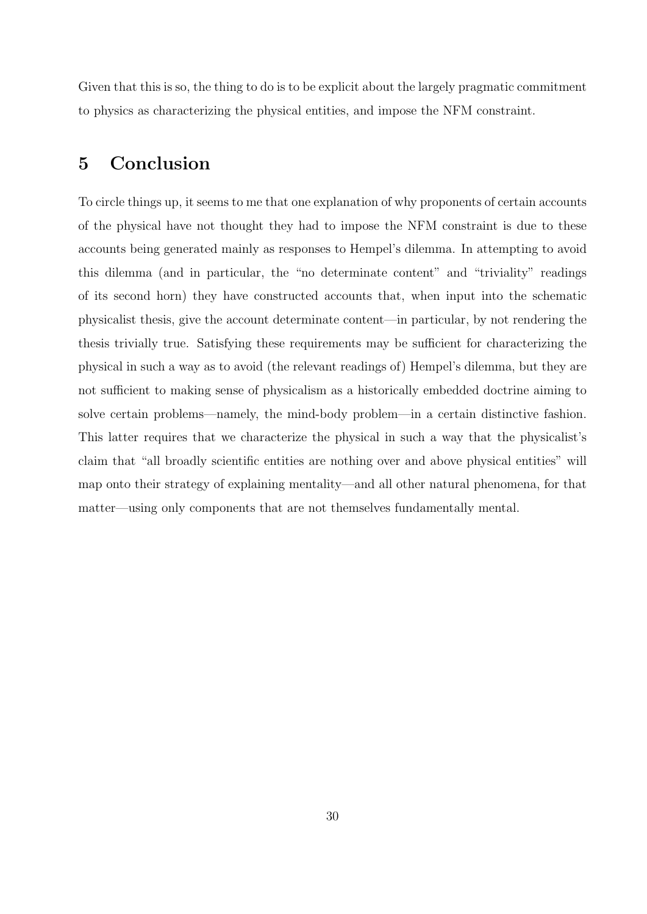Given that this is so, the thing to do is to be explicit about the largely pragmatic commitment to physics as characterizing the physical entities, and impose the NFM constraint.

## 5 Conclusion

To circle things up, it seems to me that one explanation of why proponents of certain accounts of the physical have not thought they had to impose the NFM constraint is due to these accounts being generated mainly as responses to Hempel's dilemma. In attempting to avoid this dilemma (and in particular, the "no determinate content" and "triviality" readings of its second horn) they have constructed accounts that, when input into the schematic physicalist thesis, give the account determinate content—in particular, by not rendering the thesis trivially true. Satisfying these requirements may be sufficient for characterizing the physical in such a way as to avoid (the relevant readings of) Hempel's dilemma, but they are not sufficient to making sense of physicalism as a historically embedded doctrine aiming to solve certain problems—namely, the mind-body problem—in a certain distinctive fashion. This latter requires that we characterize the physical in such a way that the physicalist's claim that "all broadly scientific entities are nothing over and above physical entities" will map onto their strategy of explaining mentality—and all other natural phenomena, for that matter—using only components that are not themselves fundamentally mental.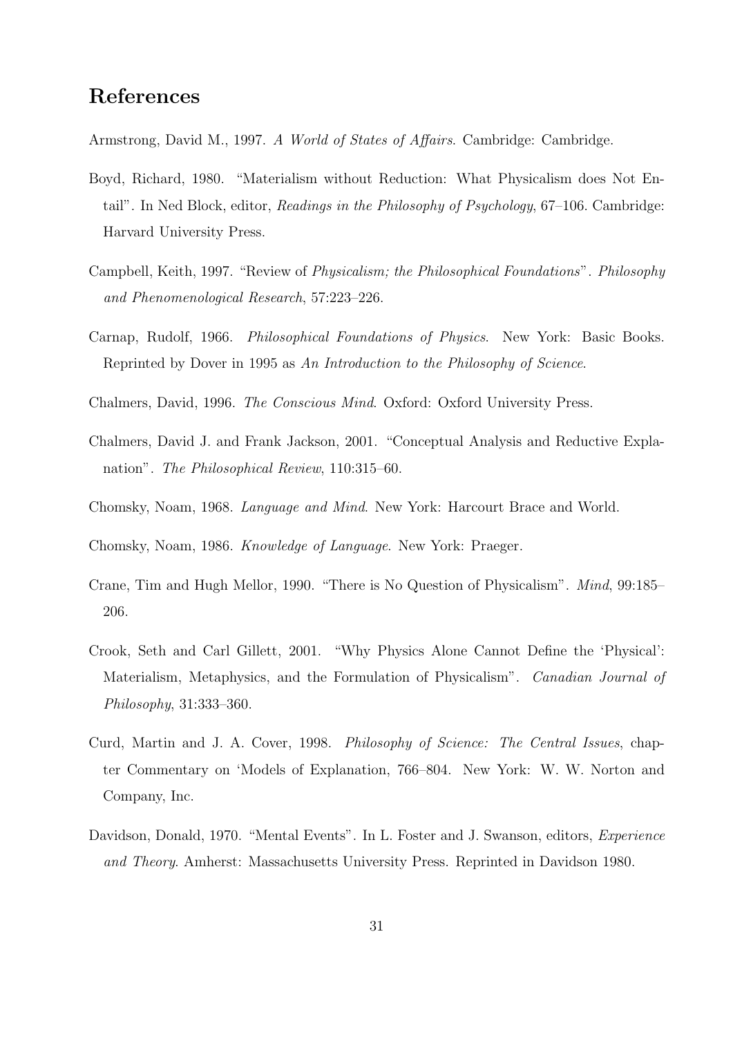## References

Armstrong, David M., 1997. *A World of States of Affairs*. Cambridge: Cambridge.

Boyd, Richard, 1980. "Materialism without Reduction: What Physicalism does Not Entail". In Ned Block, editor, *Readings in the Philosophy of Psychology*, 67–106. Cambridge: Harvard University Press.

Campbell, Keith, 1997. "Review of *Physicalism; the Philosophical Foundations*". *Philosophy and Phenomenological Research*, 57:223–226.

Carnap, Rudolf, 1966. *Philosophical Foundations of Physics*. New York: Basic Books. Reprinted by Dover in 1995 as *An Introduction to the Philosophy of Science*.

Chalmers, David, 1996. *The Conscious Mind*. Oxford: Oxford University Press.

Chalmers, David J. and Frank Jackson, 2001. "Conceptual Analysis and Reductive Explanation". *The Philosophical Review*, 110:315–60.

Chomsky, Noam, 1968. *Language and Mind*. New York: Harcourt Brace and World.

Chomsky, Noam, 1986. *Knowledge of Language*. New York: Praeger.

Crane, Tim and Hugh Mellor, 1990. "There is No Question of Physicalism". *Mind*, 99:185–206.

Crook, Seth and Carl Gillett, 2001. "Why Physics Alone Cannot Define the 'Physical': Materialism, Metaphysics, and the Formulation of Physicalism". *Canadian Journal of Philosophy*, 31:333–360.

Curd, Martin and J. A. Cover, 1998. *Philosophy of Science: The Central Issues*, chapter Commentary on 'Models of Explanation, 766–804. New York: W. W. Norton and Company, Inc.

Davidson, Donald, 1970. "Mental Events". In L. Foster and J. Swanson, editors, *Experience and Theory*. Amherst: Massachusetts University Press. Reprinted in Davidson 1980.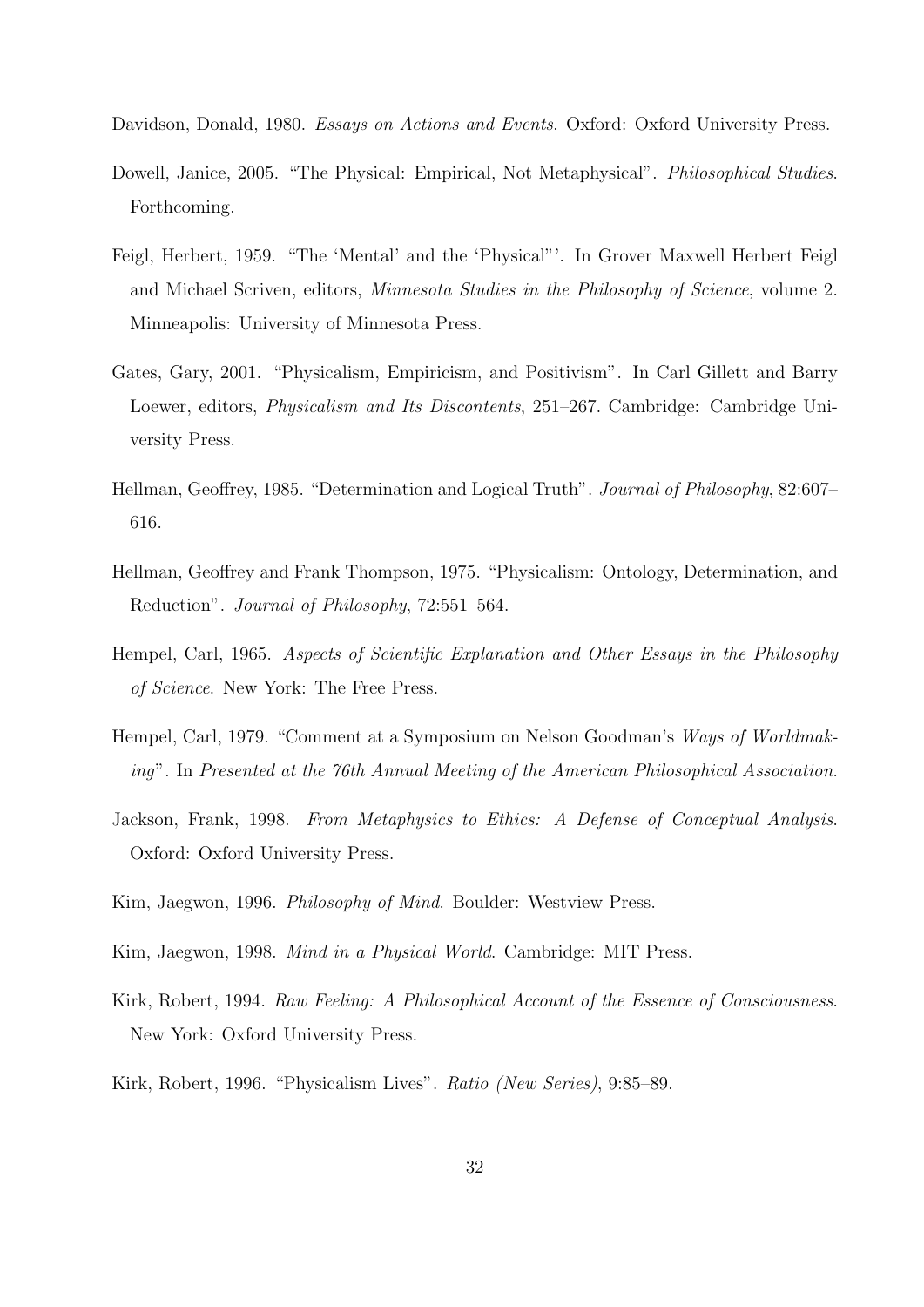Davidson, Donald, 1980. *Essays on Actions and Events*. Oxford: Oxford University Press.

Dowell, Janice, 2005. "The Physical: Empirical, Not Metaphysical". *Philosophical Studies*. Forthcoming.

Feigl, Herbert, 1959. "The 'Mental' and the 'Physical"'. In Grover Maxwell Herbert Feigl and Michael Scriven, editors, *Minnesota Studies in the Philosophy of Science*, volume 2. Minneapolis: University of Minnesota Press.

Gates, Gary, 2001. "Physicalism, Empiricism, and Positivism". In Carl Gillett and Barry Loewer, editors, *Physicalism and Its Discontents*, 251–267. Cambridge: Cambridge University Press.

Hellman, Geoffrey, 1985. "Determination and Logical Truth". *Journal of Philosophy*, 82:607–616.

Hellman, Geoffrey and Frank Thompson, 1975. "Physicalism: Ontology, Determination, and Reduction". *Journal of Philosophy*, 72:551–564.

Hempel, Carl, 1965. *Aspects of Scientific Explanation and Other Essays in the Philosophy of Science*. New York: The Free Press.

Hempel, Carl, 1979. "Comment at a Symposium on Nelson Goodman's *Ways of Worldmaking*". In *Presented at the 76th Annual Meeting of the American Philosophical Association*.

Jackson, Frank, 1998. *From Metaphysics to Ethics: A Defense of Conceptual Analysis*. Oxford: Oxford University Press.

Kim, Jaegwon, 1996. *Philosophy of Mind*. Boulder: Westview Press.

Kim, Jaegwon, 1998. *Mind in a Physical World*. Cambridge: MIT Press.

Kirk, Robert, 1994. *Raw Feeling: A Philosophical Account of the Essence of Consciousness*. New York: Oxford University Press.

Kirk, Robert, 1996. "Physicalism Lives". *Ratio (New Series)*, 9:85–89.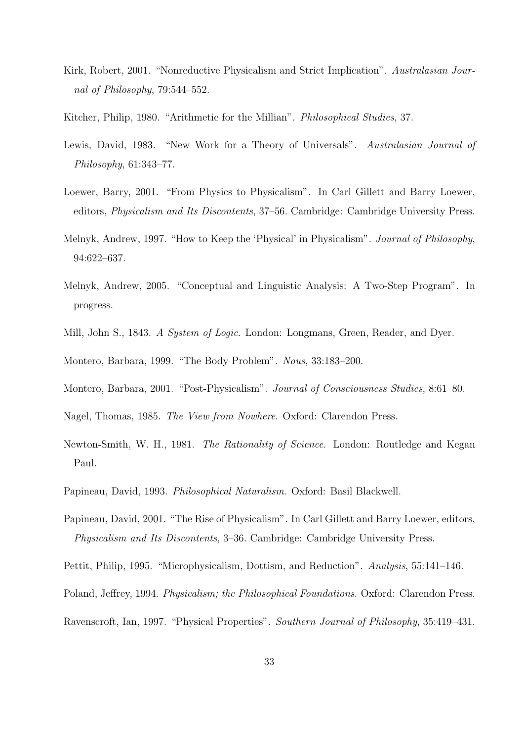Kirk, Robert, 2001. "Nonreductive Physicalism and Strict Implication". *Australasian Journal of Philosophy*, 79:544–552.

Kitcher, Philip, 1980. "Arithmetic for the Millian". *Philosophical Studies*, 37.

Lewis, David, 1983. "New Work for a Theory of Universals". *Australasian Journal of Philosophy*, 61:343–77.

Loewer, Barry, 2001. "From Physics to Physicalism". In Carl Gillett and Barry Loewer, editors, *Physicalism and Its Discontents*, 37–56. Cambridge: Cambridge University Press.

Melnyk, Andrew, 1997. "How to Keep the 'Physical' in Physicalism". *Journal of Philosophy*, 94:622–637.

Melnyk, Andrew, 2005. "Conceptual and Linguistic Analysis: A Two-Step Program". In progress.

Mill, John S., 1843. *A System of Logic*. London: Longmans, Green, Reader, and Dyer.

Montero, Barbara, 1999. "The Body Problem". *Nous*, 33:183–200.

Montero, Barbara, 2001. "Post-Physicalism". *Journal of Consciousness Studies*, 8:61–80.

Nagel, Thomas, 1985. *The View from Nowhere*. Oxford: Clarendon Press.

Newton-Smith, W. H., 1981. *The Rationality of Science*. London: Routledge and Kegan Paul.

Papineau, David, 1993. *Philosophical Naturalism*. Oxford: Basil Blackwell.

Papineau, David, 2001. "The Rise of Physicalism". In Carl Gillett and Barry Loewer, editors, *Physicalism and Its Discontents*, 3–36. Cambridge: Cambridge University Press.

Pettit, Philip, 1995. "Microphysicalism, Dottism, and Reduction". *Analysis*, 55:141–146.

Poland, Jeffrey, 1994. *Physicalism; the Philosophical Foundations*. Oxford: Clarendon Press.

Ravenscroft, Ian, 1997. "Physical Properties". *Southern Journal of Philosophy*, 35:419–431.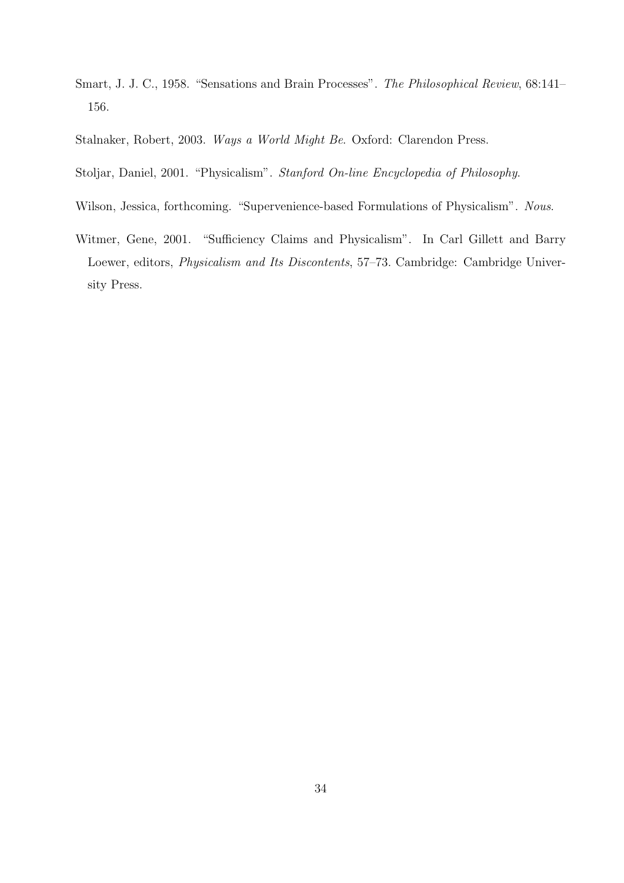Smart, J. J. C., 1958. "Sensations and Brain Processes". *The Philosophical Review*, 68:141–156.

Stalnaker, Robert, 2003. *Ways a World Might Be*. Oxford: Clarendon Press.

Stoljar, Daniel, 2001. "Physicalism". *Stanford On-line Encyclopedia of Philosophy*.

Wilson, Jessica, forthcoming. "Supervenience-based Formulations of Physicalism". *Nous*.

Witmer, Gene, 2001. "Sufficiency Claims and Physicalism". In Carl Gillett and Barry Loewer, editors, *Physicalism and Its Discontents*, 57–73. Cambridge: Cambridge University Press.